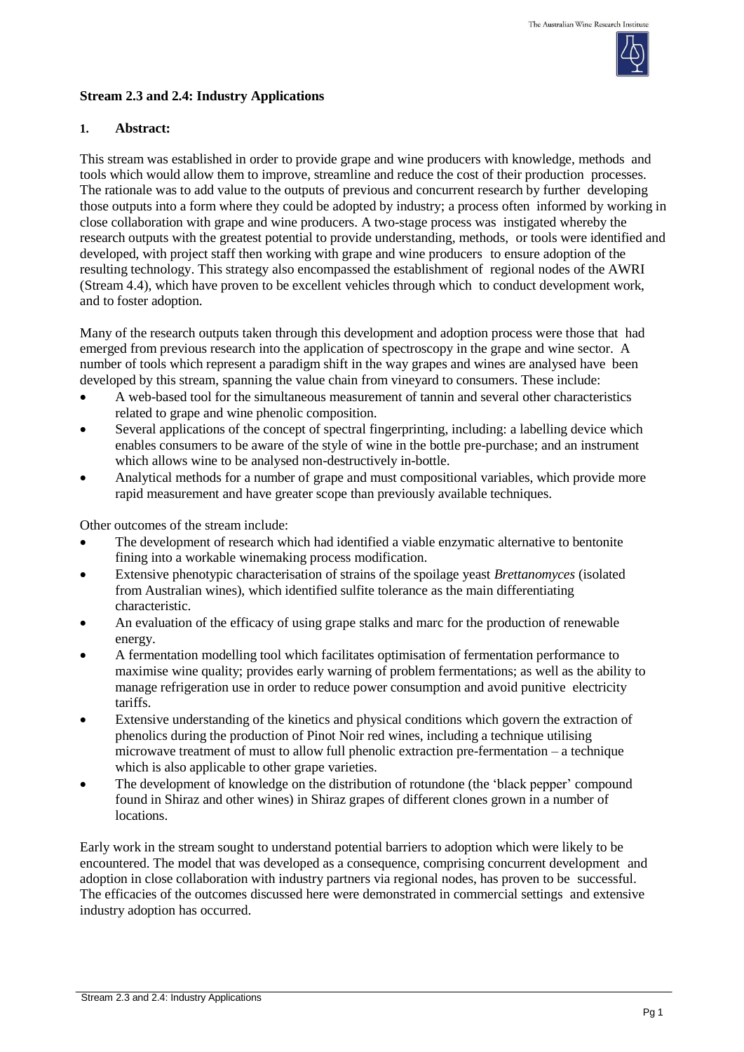## Stream 2.3 and 2.4: Industry Applications

### 1. Abstract:

This stream was established in order to provide grape and wine producers with knowledge, methods and tools which would allow them to improve, streamline and reduce the cost of their production processes. The rationale was to add value to the outputs of previous and concurrent research by further developing those outputs into a form where they could be adopted by industry; a process often informed by working in close collaboration with grape and wine producers. A two-stage process was instigated whereby the research outputs with the greatest potential to provide understanding, methods, or tools were identified and developed, with project staff then working with grape and wine producers to ensure adoption of the resulting technology. This strategy also encompassed the establishment of regional nodes of the AWRI (Stream 4.4), which have proven to be excellent vehicles through which to conduct development work, and to foster adoption.

Many of the research outputs taken through this development and adoption process were those that had emerged from previous research into the application of spectroscopy in the grape and wine sector. A number of tools which represent a paradigm shift in the way grapes and wines are analysed have been developed by this stream, spanning the value chain from vineyard to consumers. These include:

- A web-based tool for the simultaneous measurement of tannin and several other characteristics related to grape and wine phenolic composition.
- Several applications of the concept of spectral fingerprinting, including: a labelling device which enables consumers to be aware of the style of wine in the bottle pre-purchase; and an instrument which allows wine to be analysed non-destructively in-bottle.
- Analytical methods for a number of grape and must compositional variables, which provide more rapid measurement and have greater scope than previously available techniques.

Other outcomes of the stream include:

- The development of research which had identified a viable enzymatic alternative to bentonite fining into a workable winemaking process modification.
- Extensive phenotypic characterisation of strains of the spoilage yeast *Brettanomyces* (isolated from Australian wines), which identified sulfite tolerance as the main differentiating characteristic.
- An evaluation of the efficacy of using grape stalks and marc for the production of renewable energy.
- A fermentation modelling tool which facilitates optimisation of fermentation performance to maximise wine quality; provides early warning of problem fermentations; as well as the ability to manage refrigeration use in order to reduce power consumption and avoid punitive electricity tariffs.
- Extensive understanding of the kinetics and physical conditions which govern the extraction of phenolics during the production of Pinot Noir red wines, including a technique utilising microwave treatment of must to allow full phenolic extraction pre-fermentation – a technique which is also applicable to other grape varieties.
- The development of knowledge on the distribution of rotundone (the 'black pepper' compound found in Shiraz and other wines) in Shiraz grapes of different clones grown in a number of locations.

Early work in the stream sought to understand potential barriers to adoption which were likely to be encountered. The model that was developed as a consequence, comprising concurrent development and adoption in close collaboration with industry partners via regional nodes, has proven to be successful. The efficacies of the outcomes discussed here were demonstrated in commercial settings and extensive industry adoption has occurred.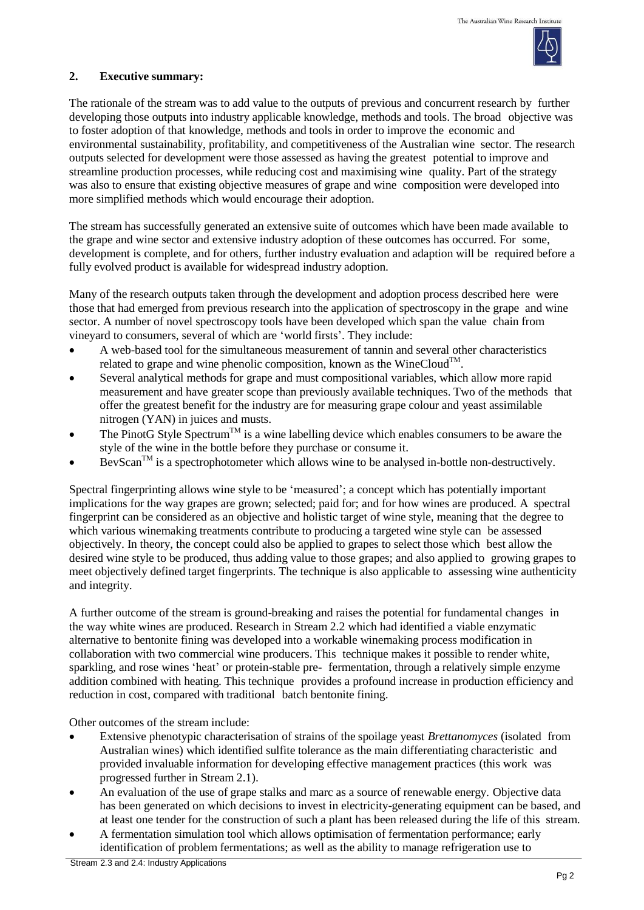## 2. Executive summary:

The rationale of the stream was to add value to the outputs of previous and concurrent research by further developing those outputs into industry applicable knowledge, methods and tools. The broad objective was to foster adoption of that knowledge, methods and tools in order to improve the economic and environmental sustainability, profitability, and competitiveness of the Australian wine sector. The research outputs selected for development were those assessed as having the greatest potential to improve and streamline production processes, while reducing cost and maximising wine quality. Part of the strategy was also to ensure that existing objective measures of grape and wine composition were developed into more simplified methods which would encourage their adoption.

The stream has successfully generated an extensive suite of outcomes which have been made available to the grape and wine sector and extensive industry adoption of these outcomes has occurred. For some, development is complete, and for others, further industry evaluation and adaption will be required before a fully evolved product is available for widespread industry adoption.

Many of the research outputs taken through the development and adoption process described here were those that had emerged from previous research into the application of spectroscopy in the grape and wine sector. A number of novel spectroscopy tools have been developed which span the value chain from vineyard to consumers, several of which are 'world firsts'. They include:

- A web-based tool for the simultaneous measurement of tannin and several other characteristics related to grape and wine phenolic composition, known as the WineCloud™.
- Several analytical methods for grape and must compositional variables, which allow more rapid measurement and have greater scope than previously available techniques. Two of the methods that offer the greatest benefit for the industry are for measuring grape colour and yeast assimilable nitrogen (YAN) in juices and musts.
- The PinotG Style Spectrum™ is a wine labelling device which enables consumers to be aware the style of the wine in the bottle before they purchase or consume it.
- BevScan™ is a spectrophotometer which allows wine to be analysed in-bottle non-destructively.

Spectral fingerprinting allows wine style to be 'measured'; a concept which has potentially important implications for the way grapes are grown; selected; paid for; and for how wines are produced. A spectral fingerprint can be considered as an objective and holistic target of wine style, meaning that the degree to which various winemaking treatments contribute to producing a targeted wine style can be assessed objectively. In theory, the concept could also be applied to grapes to select those which best allow the desired wine style to be produced, thus adding value to those grapes; and also applied to growing grapes to meet objectively defined target fingerprints. The technique is also applicable to assessing wine authenticity and integrity.

A further outcome of the stream is ground-breaking and raises the potential for fundamental changes in the way white wines are produced. Research in Stream 2.2 which had identified a viable enzymatic alternative to bentonite fining was developed into a workable winemaking process modification in collaboration with two commercial wine producers. This technique makes it possible to render white, sparkling, and rose wines 'heat' or protein-stable pre- fermentation, through a relatively simple enzyme addition combined with heating. This technique provides a profound increase in production efficiency and reduction in cost, compared with traditional batch bentonite fining.

Other outcomes of the stream include:

- Extensive phenotypic characterisation of strains of the spoilage yeast *Brettanomyces* (isolated from Australian wines) which identified sulfite tolerance as the main differentiating characteristic and provided invaluable information for developing effective management practices (this work was progressed further in Stream 2.1).
- An evaluation of the use of grape stalks and marc as a source of renewable energy. Objective data has been generated on which decisions to invest in electricity-generating equipment can be based, and at least one tender for the construction of such a plant has been released during the life of this stream.
- A fermentation simulation tool which allows optimisation of fermentation performance; early identification of problem fermentations; as well as the ability to manage refrigeration use to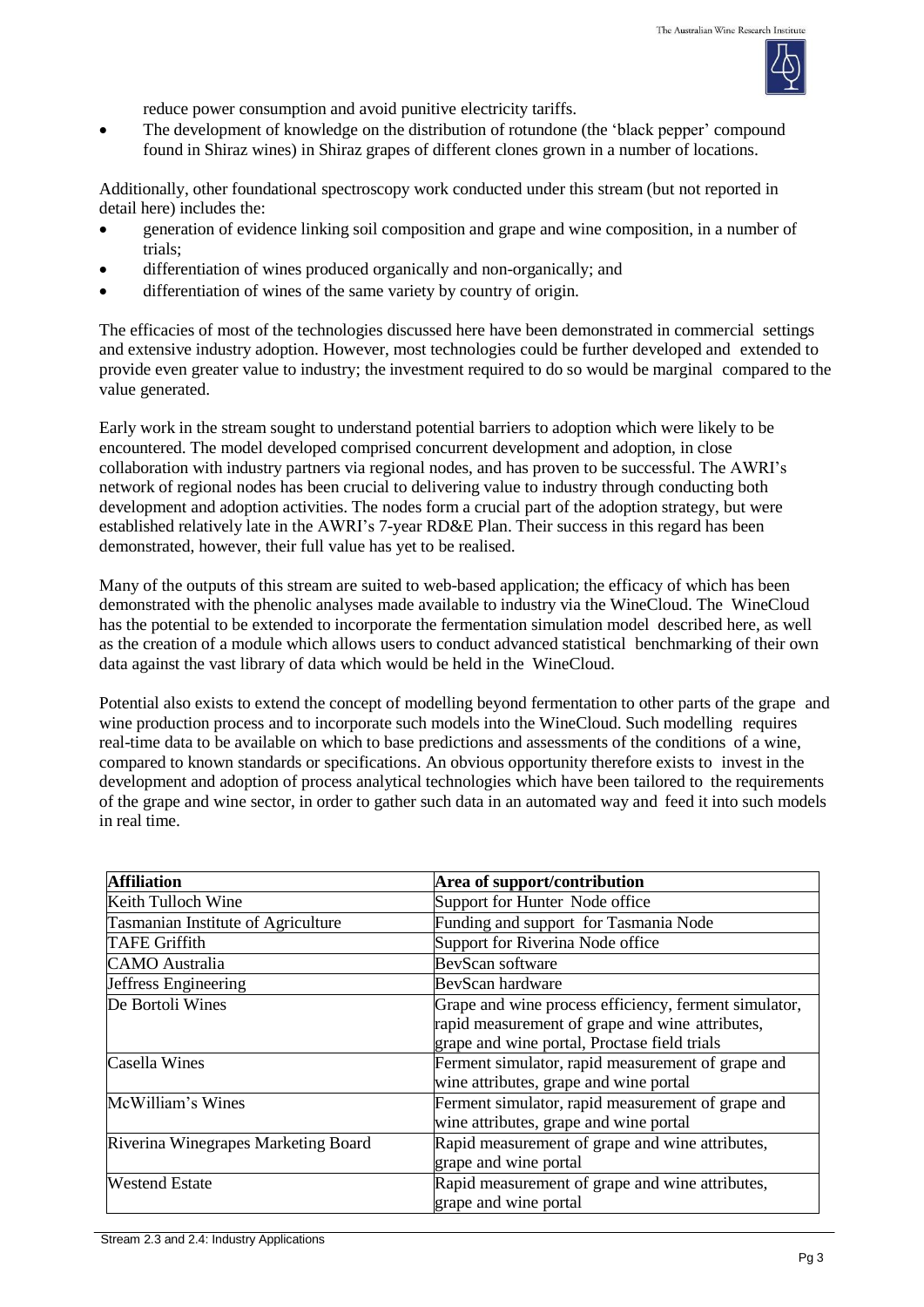reduce power consumption and avoid punitive electricity tariffs.

- The development of knowledge on the distribution of rotundone (the 'black pepper' compound found in Shiraz wines) in Shiraz grapes of different clones grown in a number of locations.

Additionally, other foundational spectroscopy work conducted under this stream (but not reported in detail here) includes the:

- generation of evidence linking soil composition and grape and wine composition, in a number of trials;
- differentiation of wines produced organically and non-organically; and
- differentiation of wines of the same variety by country of origin.

The efficacies of most of the technologies discussed here have been demonstrated in commercial settings and extensive industry adoption. However, most technologies could be further developed and extended to provide even greater value to industry; the investment required to do so would be marginal compared to the value generated.

Early work in the stream sought to understand potential barriers to adoption which were likely to be encountered. The model developed comprised concurrent development and adoption, in close collaboration with industry partners via regional nodes, and has proven to be successful. The AWRI's network of regional nodes has been crucial to delivering value to industry through conducting both development and adoption activities. The nodes form a crucial part of the adoption strategy, but were established relatively late in the AWRI's 7-year RD&E Plan. Their success in this regard has been demonstrated, however, their full value has yet to be realised.

Many of the outputs of this stream are suited to web-based application; the efficacy of which has been demonstrated with the phenolic analyses made available to industry via the WineCloud. The WineCloud has the potential to be extended to incorporate the fermentation simulation model described here, as well as the creation of a module which allows users to conduct advanced statistical benchmarking of their own data against the vast library of data which would be held in the WineCloud.

Potential also exists to extend the concept of modelling beyond fermentation to other parts of the grape and wine production process and to incorporate such models into the WineCloud. Such modelling requires real-time data to be available on which to base predictions and assessments of the conditions of a wine, compared to known standards or specifications. An obvious opportunity therefore exists to invest in the development and adoption of process analytical technologies which have been tailored to the requirements of the grape and wine sector, in order to gather such data in an automated way and feed it into such models in real time.

| **Affiliation** | **Area of support/contribution** |
|---|---|
| Keith Tulloch Wine | Support for Hunter Node office |
| Tasmanian Institute of Agriculture | Funding and support for Tasmania Node |
| TAFE Griffith | Support for Riverina Node office |
| CAMO Australia | BevScan software |
| Jeffress Engineering | BevScan hardware |
| De Bortoli Wines | Grape and wine process efficiency, ferment simulator, rapid measurement of grape and wine attributes, grape and wine portal, Proctase field trials |
| Casella Wines | Ferment simulator, rapid measurement of grape and wine attributes, grape and wine portal |
| McWilliam's Wines | Ferment simulator, rapid measurement of grape and wine attributes, grape and wine portal |
| Riverina Winegrapes Marketing Board | Rapid measurement of grape and wine attributes, grape and wine portal |
| Westend Estate | Rapid measurement of grape and wine attributes, grape and wine portal |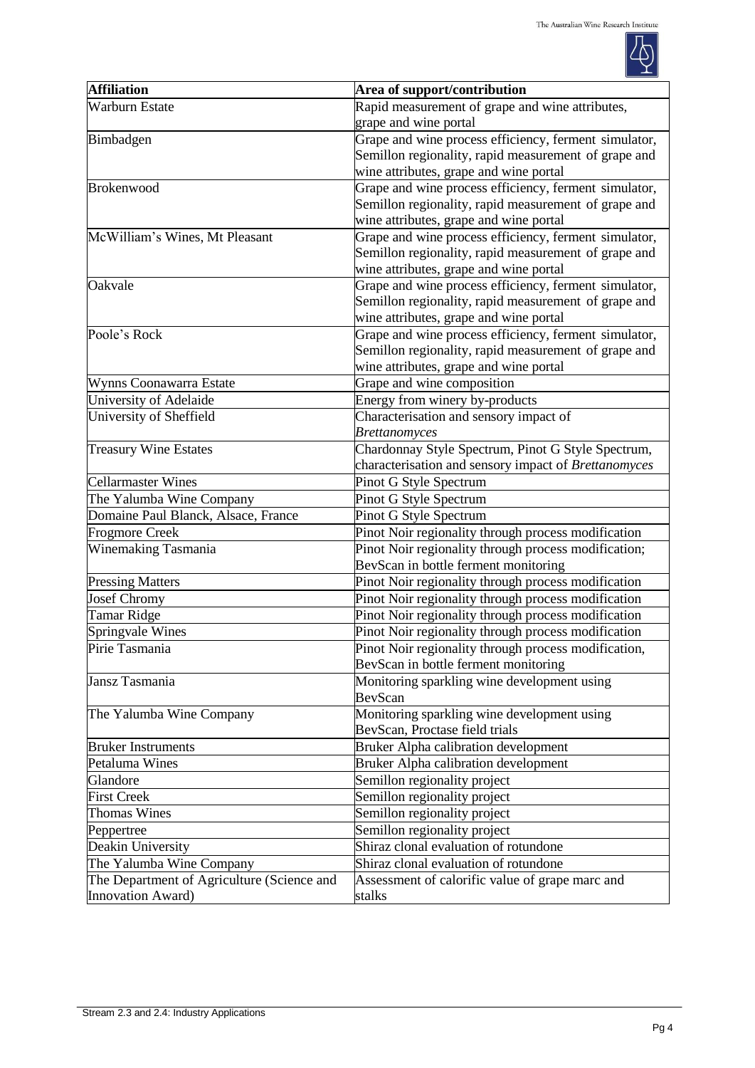| Affiliation | Area of support/contribution |
| --- | --- |
| Warburn Estate | Rapid measurement of grape and wine attributes, grape and wine portal |
| Bimbadgen | Grape and wine process efficiency, ferment simulator, Semillon regionality, rapid measurement of grape and wine attributes, grape and wine portal |
| Brokenwood | Grape and wine process efficiency, ferment simulator, Semillon regionality, rapid measurement of grape and wine attributes, grape and wine portal |
| McWilliam's Wines, Mt Pleasant | Grape and wine process efficiency, ferment simulator, Semillon regionality, rapid measurement of grape and wine attributes, grape and wine portal |
| Oakvale | Grape and wine process efficiency, ferment simulator, Semillon regionality, rapid measurement of grape and wine attributes, grape and wine portal |
| Poole's Rock | Grape and wine process efficiency, ferment simulator, Semillon regionality, rapid measurement of grape and wine attributes, grape and wine portal |
| Wynns Coonawarra Estate | Grape and wine composition |
| University of Adelaide | Energy from winery by-products |
| University of Sheffield | Characterisation and sensory impact of *Brettanomyces* |
| Treasury Wine Estates | Chardonnay Style Spectrum, Pinot G Style Spectrum, characterisation and sensory impact of *Brettanomyces* |
| Cellarmaster Wines | Pinot G Style Spectrum |
| The Yalumba Wine Company | Pinot G Style Spectrum |
| Domaine Paul Blanck, Alsace, France | Pinot G Style Spectrum |
| Frogmore Creek | Pinot Noir regionality through process modification |
| Winemaking Tasmania | Pinot Noir regionality through process modification; BevScan in bottle ferment monitoring |
| Pressing Matters | Pinot Noir regionality through process modification |
| Josef Chromy | Pinot Noir regionality through process modification |
| Tamar Ridge | Pinot Noir regionality through process modification |
| Springvale Wines | Pinot Noir regionality through process modification |
| Pirie Tasmania | Pinot Noir regionality through process modification, BevScan in bottle ferment monitoring |
| Jansz Tasmania | Monitoring sparkling wine development using BevScan |
| The Yalumba Wine Company | Monitoring sparkling wine development using BevScan, Proctase field trials |
| Bruker Instruments | Bruker Alpha calibration development |
| Petaluma Wines | Bruker Alpha calibration development |
| Glandore | Semillon regionality project |
| First Creek | Semillon regionality project |
| Thomas Wines | Semillon regionality project |
| Peppertree | Semillon regionality project |
| Deakin University | Shiraz clonal evaluation of rotundone |
| The Yalumba Wine Company | Shiraz clonal evaluation of rotundone |
| The Department of Agriculture (Science and Innovation Award) | Assessment of calorific value of grape marc and stalks |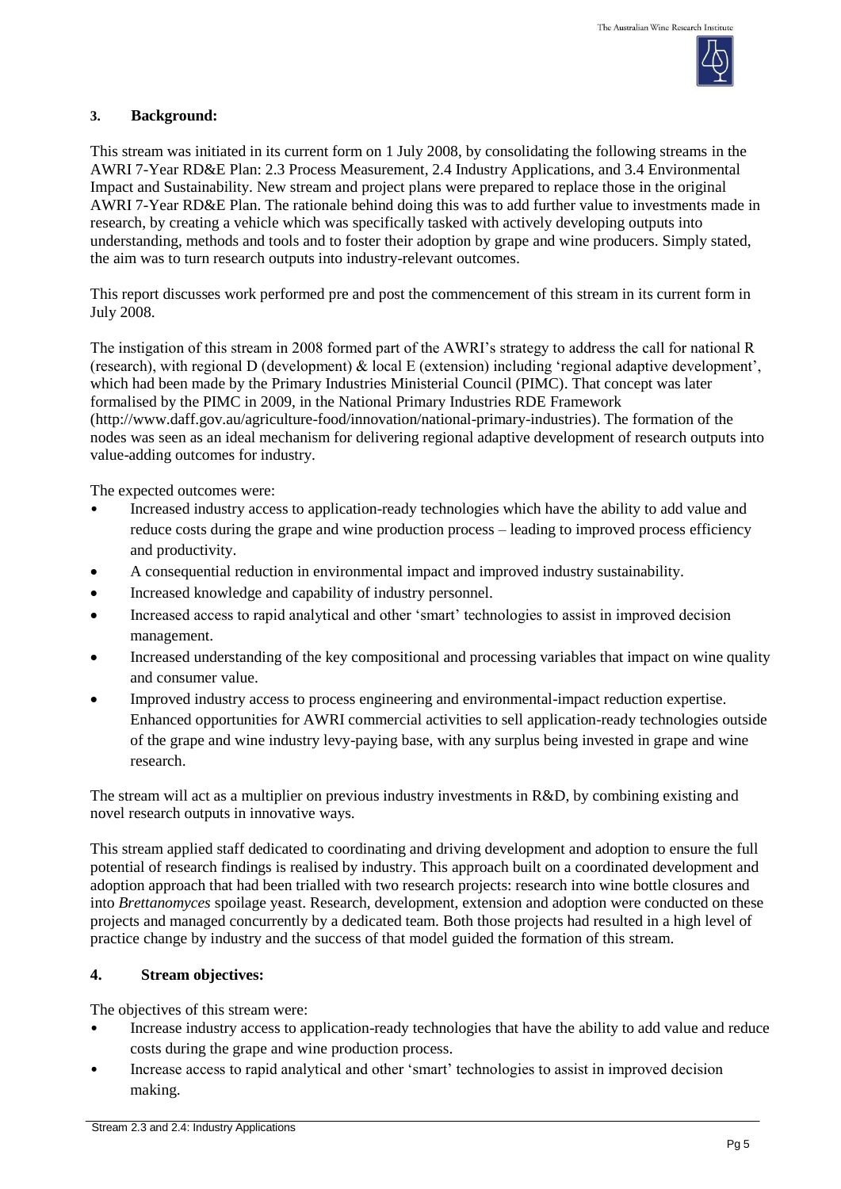## 3. Background:

This stream was initiated in its current form on 1 July 2008, by consolidating the following streams in the AWRI 7-Year RD&E Plan: 2.3 Process Measurement, 2.4 Industry Applications, and 3.4 Environmental Impact and Sustainability. New stream and project plans were prepared to replace those in the original AWRI 7-Year RD&E Plan. The rationale behind doing this was to add further value to investments made in research, by creating a vehicle which was specifically tasked with actively developing outputs into understanding, methods and tools and to foster their adoption by grape and wine producers. Simply stated, the aim was to turn research outputs into industry-relevant outcomes.

This report discusses work performed pre and post the commencement of this stream in its current form in July 2008.

The instigation of this stream in 2008 formed part of the AWRI's strategy to address the call for national R (research), with regional D (development) & local E (extension) including 'regional adaptive development', which had been made by the Primary Industries Ministerial Council (PIMC). That concept was later formalised by the PIMC in 2009, in the National Primary Industries RDE Framework (http://www.daff.gov.au/agriculture-food/innovation/national-primary-industries). The formation of the nodes was seen as an ideal mechanism for delivering regional adaptive development of research outputs into value-adding outcomes for industry.

The expected outcomes were:

- Increased industry access to application-ready technologies which have the ability to add value and reduce costs during the grape and wine production process – leading to improved process efficiency and productivity.
- A consequential reduction in environmental impact and improved industry sustainability.
- Increased knowledge and capability of industry personnel.
- Increased access to rapid analytical and other 'smart' technologies to assist in improved decision management.
- Increased understanding of the key compositional and processing variables that impact on wine quality and consumer value.
- Improved industry access to process engineering and environmental-impact reduction expertise. Enhanced opportunities for AWRI commercial activities to sell application-ready technologies outside of the grape and wine industry levy-paying base, with any surplus being invested in grape and wine research.

The stream will act as a multiplier on previous industry investments in R&D, by combining existing and novel research outputs in innovative ways.

This stream applied staff dedicated to coordinating and driving development and adoption to ensure the full potential of research findings is realised by industry. This approach built on a coordinated development and adoption approach that had been trialled with two research projects: research into wine bottle closures and into *Brettanomyces* spoilage yeast. Research, development, extension and adoption were conducted on these projects and managed concurrently by a dedicated team. Both those projects had resulted in a high level of practice change by industry and the success of that model guided the formation of this stream.

## 4. Stream objectives:

The objectives of this stream were:

- Increase industry access to application-ready technologies that have the ability to add value and reduce costs during the grape and wine production process.
- Increase access to rapid analytical and other 'smart' technologies to assist in improved decision making.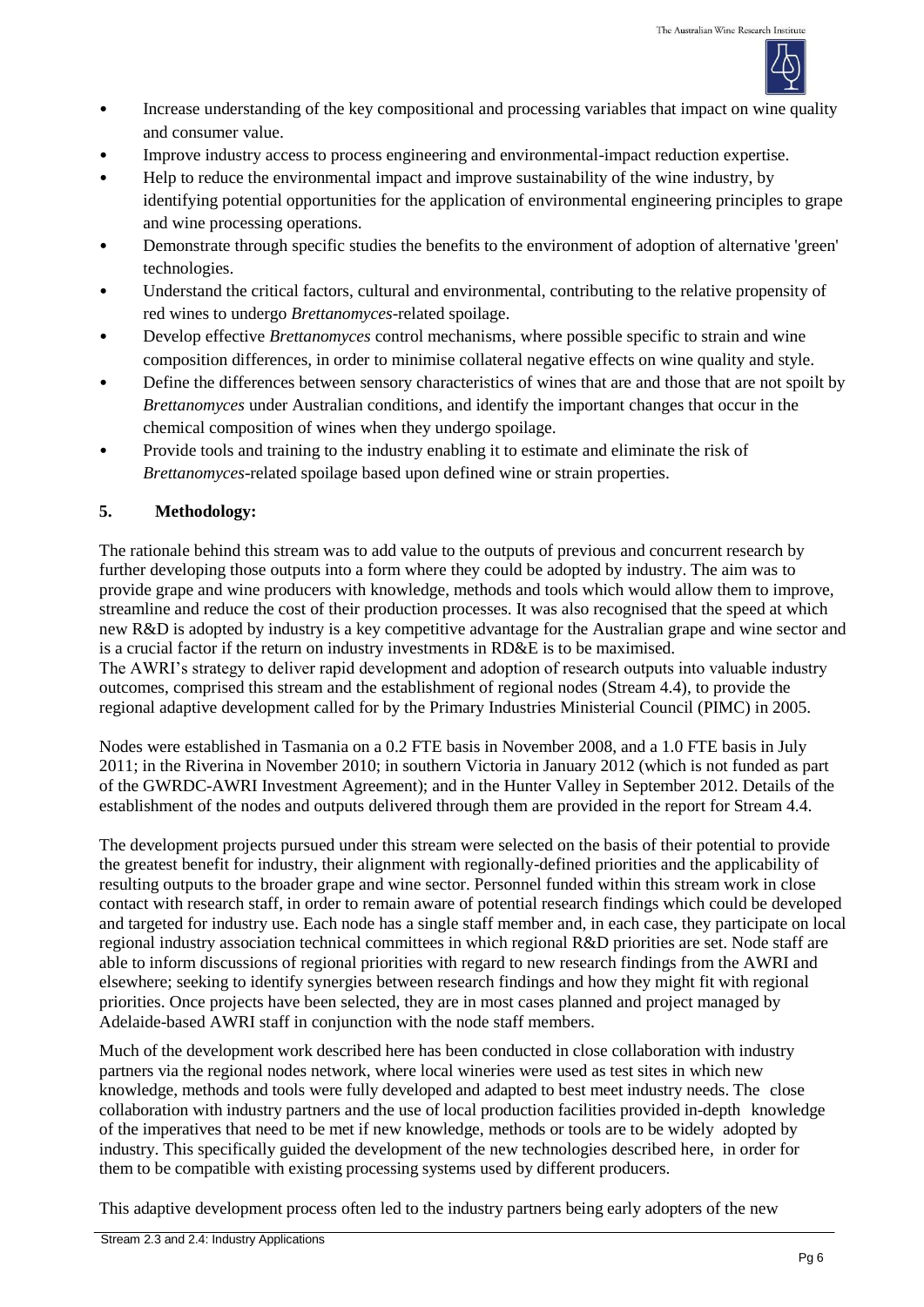- Increase understanding of the key compositional and processing variables that impact on wine quality and consumer value.
- Improve industry access to process engineering and environmental-impact reduction expertise.
- Help to reduce the environmental impact and improve sustainability of the wine industry, by identifying potential opportunities for the application of environmental engineering principles to grape and wine processing operations.
- Demonstrate through specific studies the benefits to the environment of adoption of alternative 'green' technologies.
- Understand the critical factors, cultural and environmental, contributing to the relative propensity of red wines to undergo *Brettanomyces*-related spoilage.
- Develop effective *Brettanomyces* control mechanisms, where possible specific to strain and wine composition differences, in order to minimise collateral negative effects on wine quality and style.
- Define the differences between sensory characteristics of wines that are and those that are not spoilt by *Brettanomyces* under Australian conditions, and identify the important changes that occur in the chemical composition of wines when they undergo spoilage.
- Provide tools and training to the industry enabling it to estimate and eliminate the risk of *Brettanomyces*-related spoilage based upon defined wine or strain properties.

## 5. Methodology:

The rationale behind this stream was to add value to the outputs of previous and concurrent research by further developing those outputs into a form where they could be adopted by industry. The aim was to provide grape and wine producers with knowledge, methods and tools which would allow them to improve, streamline and reduce the cost of their production processes. It was also recognised that the speed at which new R&D is adopted by industry is a key competitive advantage for the Australian grape and wine sector and is a crucial factor if the return on industry investments in RD&E is to be maximised.
The AWRI's strategy to deliver rapid development and adoption of research outputs into valuable industry outcomes, comprised this stream and the establishment of regional nodes (Stream 4.4), to provide the regional adaptive development called for by the Primary Industries Ministerial Council (PIMC) in 2005.

Nodes were established in Tasmania on a 0.2 FTE basis in November 2008, and a 1.0 FTE basis in July 2011; in the Riverina in November 2010; in southern Victoria in January 2012 (which is not funded as part of the GWRDC-AWRI Investment Agreement); and in the Hunter Valley in September 2012. Details of the establishment of the nodes and outputs delivered through them are provided in the report for Stream 4.4.

The development projects pursued under this stream were selected on the basis of their potential to provide the greatest benefit for industry, their alignment with regionally-defined priorities and the applicability of resulting outputs to the broader grape and wine sector. Personnel funded within this stream work in close contact with research staff, in order to remain aware of potential research findings which could be developed and targeted for industry use. Each node has a single staff member and, in each case, they participate on local regional industry association technical committees in which regional R&D priorities are set. Node staff are able to inform discussions of regional priorities with regard to new research findings from the AWRI and elsewhere; seeking to identify synergies between research findings and how they might fit with regional priorities. Once projects have been selected, they are in most cases planned and project managed by Adelaide-based AWRI staff in conjunction with the node staff members.

Much of the development work described here has been conducted in close collaboration with industry partners via the regional nodes network, where local wineries were used as test sites in which new knowledge, methods and tools were fully developed and adapted to best meet industry needs. The close collaboration with industry partners and the use of local production facilities provided in-depth knowledge of the imperatives that need to be met if new knowledge, methods or tools are to be widely adopted by industry. This specifically guided the development of the new technologies described here, in order for them to be compatible with existing processing systems used by different producers.

This adaptive development process often led to the industry partners being early adopters of the new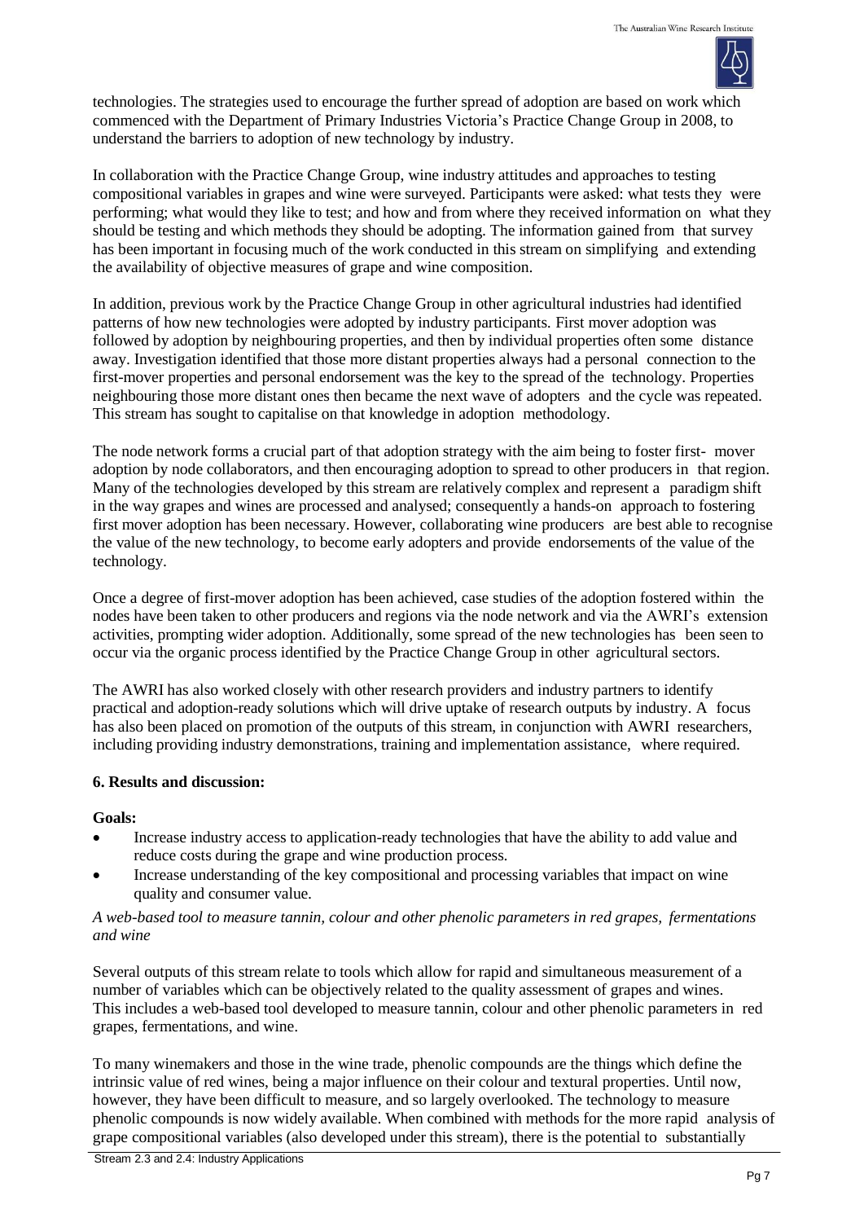technologies. The strategies used to encourage the further spread of adoption are based on work which commenced with the Department of Primary Industries Victoria's Practice Change Group in 2008, to understand the barriers to adoption of new technology by industry.

In collaboration with the Practice Change Group, wine industry attitudes and approaches to testing compositional variables in grapes and wine were surveyed. Participants were asked: what tests they were performing; what would they like to test; and how and from where they received information on what they should be testing and which methods they should be adopting. The information gained from that survey has been important in focusing much of the work conducted in this stream on simplifying and extending the availability of objective measures of grape and wine composition.

In addition, previous work by the Practice Change Group in other agricultural industries had identified patterns of how new technologies were adopted by industry participants. First mover adoption was followed by adoption by neighbouring properties, and then by individual properties often some distance away. Investigation identified that those more distant properties always had a personal connection to the first-mover properties and personal endorsement was the key to the spread of the technology. Properties neighbouring those more distant ones then became the next wave of adopters and the cycle was repeated. This stream has sought to capitalise on that knowledge in adoption methodology.

The node network forms a crucial part of that adoption strategy with the aim being to foster first- mover adoption by node collaborators, and then encouraging adoption to spread to other producers in that region. Many of the technologies developed by this stream are relatively complex and represent a paradigm shift in the way grapes and wines are processed and analysed; consequently a hands-on approach to fostering first mover adoption has been necessary. However, collaborating wine producers are best able to recognise the value of the new technology, to become early adopters and provide endorsements of the value of the technology.

Once a degree of first-mover adoption has been achieved, case studies of the adoption fostered within the nodes have been taken to other producers and regions via the node network and via the AWRI's extension activities, prompting wider adoption. Additionally, some spread of the new technologies has been seen to occur via the organic process identified by the Practice Change Group in other agricultural sectors.

The AWRI has also worked closely with other research providers and industry partners to identify practical and adoption-ready solutions which will drive uptake of research outputs by industry. A focus has also been placed on promotion of the outputs of this stream, in conjunction with AWRI researchers, including providing industry demonstrations, training and implementation assistance, where required.

## 6. Results and discussion:

**Goals:**

- Increase industry access to application-ready technologies that have the ability to add value and reduce costs during the grape and wine production process.
- Increase understanding of the key compositional and processing variables that impact on wine quality and consumer value.

*A web-based tool to measure tannin, colour and other phenolic parameters in red grapes, fermentations and wine*

Several outputs of this stream relate to tools which allow for rapid and simultaneous measurement of a number of variables which can be objectively related to the quality assessment of grapes and wines. This includes a web-based tool developed to measure tannin, colour and other phenolic parameters in red grapes, fermentations, and wine.

To many winemakers and those in the wine trade, phenolic compounds are the things which define the intrinsic value of red wines, being a major influence on their colour and textural properties. Until now, however, they have been difficult to measure, and so largely overlooked. The technology to measure phenolic compounds is now widely available. When combined with methods for the more rapid analysis of grape compositional variables (also developed under this stream), there is the potential to substantially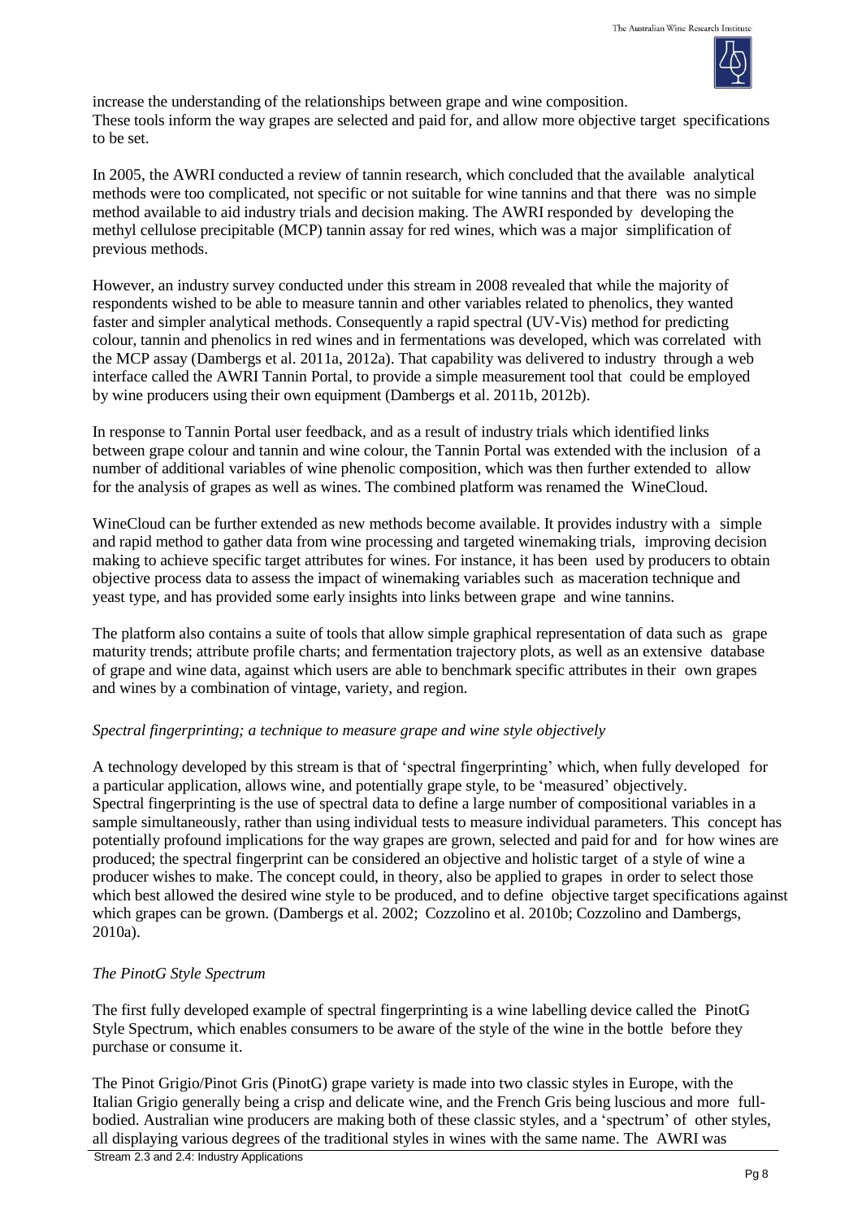increase the understanding of the relationships between grape and wine composition. These tools inform the way grapes are selected and paid for, and allow more objective target specifications to be set.

In 2005, the AWRI conducted a review of tannin research, which concluded that the available analytical methods were too complicated, not specific or not suitable for wine tannins and that there was no simple method available to aid industry trials and decision making. The AWRI responded by developing the methyl cellulose precipitable (MCP) tannin assay for red wines, which was a major simplification of previous methods.

However, an industry survey conducted under this stream in 2008 revealed that while the majority of respondents wished to be able to measure tannin and other variables related to phenolics, they wanted faster and simpler analytical methods. Consequently a rapid spectral (UV-Vis) method for predicting colour, tannin and phenolics in red wines and in fermentations was developed, which was correlated with the MCP assay (Dambergs et al. 2011a, 2012a). That capability was delivered to industry through a web interface called the AWRI Tannin Portal, to provide a simple measurement tool that could be employed by wine producers using their own equipment (Dambergs et al. 2011b, 2012b).

In response to Tannin Portal user feedback, and as a result of industry trials which identified links between grape colour and tannin and wine colour, the Tannin Portal was extended with the inclusion of a number of additional variables of wine phenolic composition, which was then further extended to allow for the analysis of grapes as well as wines. The combined platform was renamed the WineCloud.

WineCloud can be further extended as new methods become available. It provides industry with a simple and rapid method to gather data from wine processing and targeted winemaking trials, improving decision making to achieve specific target attributes for wines. For instance, it has been used by producers to obtain objective process data to assess the impact of winemaking variables such as maceration technique and yeast type, and has provided some early insights into links between grape and wine tannins.

The platform also contains a suite of tools that allow simple graphical representation of data such as grape maturity trends; attribute profile charts; and fermentation trajectory plots, as well as an extensive database of grape and wine data, against which users are able to benchmark specific attributes in their own grapes and wines by a combination of vintage, variety, and region.

*Spectral fingerprinting; a technique to measure grape and wine style objectively*

A technology developed by this stream is that of 'spectral fingerprinting' which, when fully developed for a particular application, allows wine, and potentially grape style, to be 'measured' objectively. Spectral fingerprinting is the use of spectral data to define a large number of compositional variables in a sample simultaneously, rather than using individual tests to measure individual parameters. This concept has potentially profound implications for the way grapes are grown, selected and paid for and for how wines are produced; the spectral fingerprint can be considered an objective and holistic target of a style of wine a producer wishes to make. The concept could, in theory, also be applied to grapes in order to select those which best allowed the desired wine style to be produced, and to define objective target specifications against which grapes can be grown. (Dambergs et al. 2002; Cozzolino et al. 2010b; Cozzolino and Dambergs, 2010a).

*The PinotG Style Spectrum*

The first fully developed example of spectral fingerprinting is a wine labelling device called the PinotG Style Spectrum, which enables consumers to be aware of the style of the wine in the bottle before they purchase or consume it.

The Pinot Grigio/Pinot Gris (PinotG) grape variety is made into two classic styles in Europe, with the Italian Grigio generally being a crisp and delicate wine, and the French Gris being luscious and more full-bodied. Australian wine producers are making both of these classic styles, and a 'spectrum' of other styles, all displaying various degrees of the traditional styles in wines with the same name. The AWRI was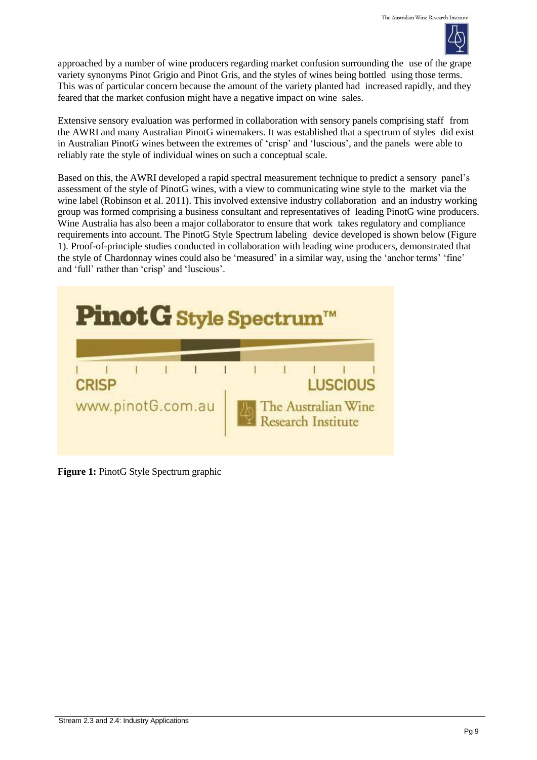approached by a number of wine producers regarding market confusion surrounding the use of the grape variety synonyms Pinot Grigio and Pinot Gris, and the styles of wines being bottled using those terms. This was of particular concern because the amount of the variety planted had increased rapidly, and they feared that the market confusion might have a negative impact on wine sales.

Extensive sensory evaluation was performed in collaboration with sensory panels comprising staff from the AWRI and many Australian PinotG winemakers. It was established that a spectrum of styles did exist in Australian PinotG wines between the extremes of 'crisp' and 'luscious', and the panels were able to reliably rate the style of individual wines on such a conceptual scale.

Based on this, the AWRI developed a rapid spectral measurement technique to predict a sensory panel's assessment of the style of PinotG wines, with a view to communicating wine style to the market via the wine label (Robinson et al. 2011). This involved extensive industry collaboration and an industry working group was formed comprising a business consultant and representatives of leading PinotG wine producers. Wine Australia has also been a major collaborator to ensure that work takes regulatory and compliance requirements into account. The PinotG Style Spectrum labeling device developed is shown below (Figure 1). Proof-of-principle studies conducted in collaboration with leading wine producers, demonstrated that the style of Chardonnay wines could also be 'measured' in a similar way, using the 'anchor terms' 'fine' and 'full' rather than 'crisp' and 'luscious'.

**PinotG Style Spectrum™**

CRISP — LUSCIOUS

www.pinotG.com.au | The Australian Wine Research Institute

**Figure 1:** PinotG Style Spectrum graphic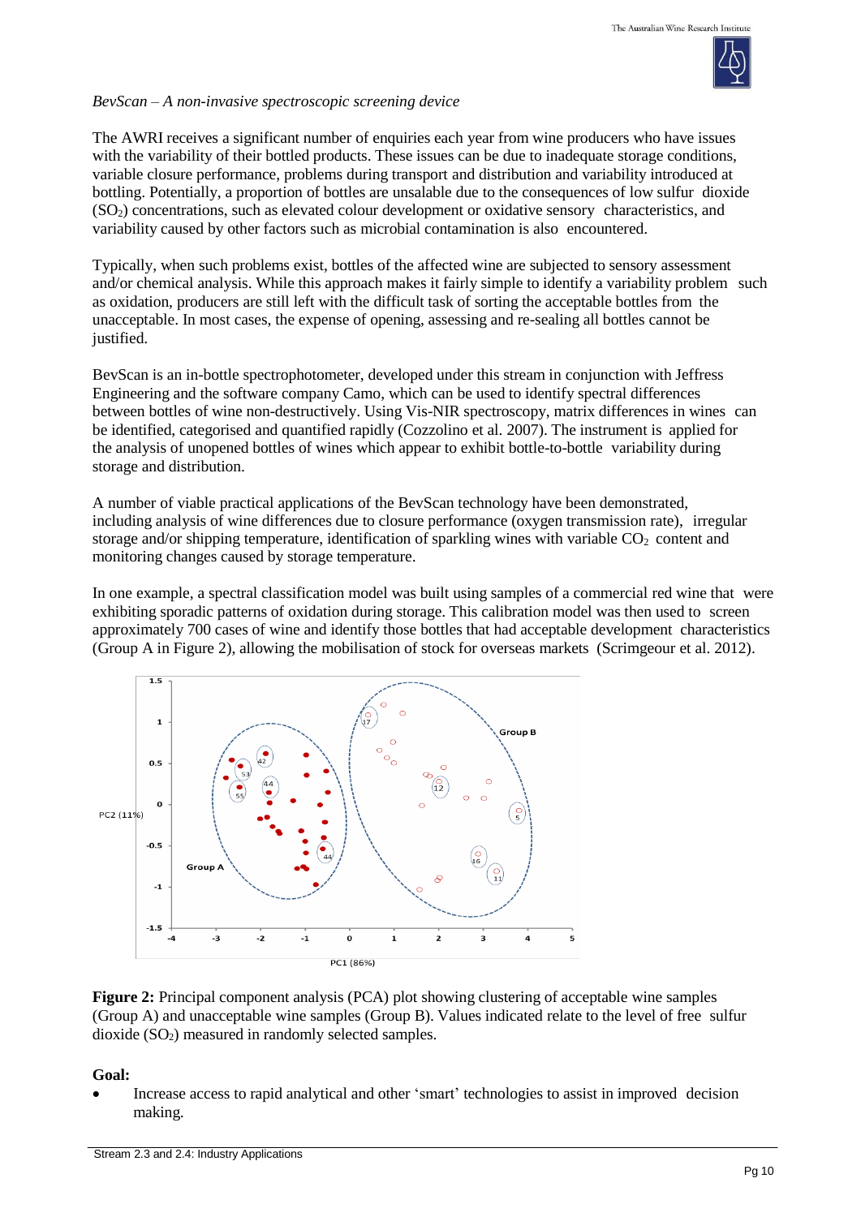*BevScan – A non-invasive spectroscopic screening device*

The AWRI receives a significant number of enquiries each year from wine producers who have issues with the variability of their bottled products. These issues can be due to inadequate storage conditions, variable closure performance, problems during transport and distribution and variability introduced at bottling. Potentially, a proportion of bottles are unsalable due to the consequences of low sulfur dioxide ($SO_2$) concentrations, such as elevated colour development or oxidative sensory characteristics, and variability caused by other factors such as microbial contamination is also encountered.

Typically, when such problems exist, bottles of the affected wine are subjected to sensory assessment and/or chemical analysis. While this approach makes it fairly simple to identify a variability problem such as oxidation, producers are still left with the difficult task of sorting the acceptable bottles from the unacceptable. In most cases, the expense of opening, assessing and re-sealing all bottles cannot be justified.

BevScan is an in-bottle spectrophotometer, developed under this stream in conjunction with Jeffress Engineering and the software company Camo, which can be used to identify spectral differences between bottles of wine non-destructively. Using Vis-NIR spectroscopy, matrix differences in wines can be identified, categorised and quantified rapidly (Cozzolino et al. 2007). The instrument is applied for the analysis of unopened bottles of wines which appear to exhibit bottle-to-bottle variability during storage and distribution.

A number of viable practical applications of the BevScan technology have been demonstrated, including analysis of wine differences due to closure performance (oxygen transmission rate), irregular storage and/or shipping temperature, identification of sparkling wines with variable $CO_2$ content and monitoring changes caused by storage temperature.

In one example, a spectral classification model was built using samples of a commercial red wine that were exhibiting sporadic patterns of oxidation during storage. This calibration model was then used to screen approximately 700 cases of wine and identify those bottles that had acceptable development characteristics (Group A in Figure 2), allowing the mobilisation of stock for overseas markets (Scrimgeour et al. 2012).

**Figure 2:** Principal component analysis (PCA) plot showing clustering of acceptable wine samples (Group A) and unacceptable wine samples (Group B). Values indicated relate to the level of free sulfur dioxide ($SO_2$) measured in randomly selected samples.

**Goal:**

- Increase access to rapid analytical and other 'smart' technologies to assist in improved decision making.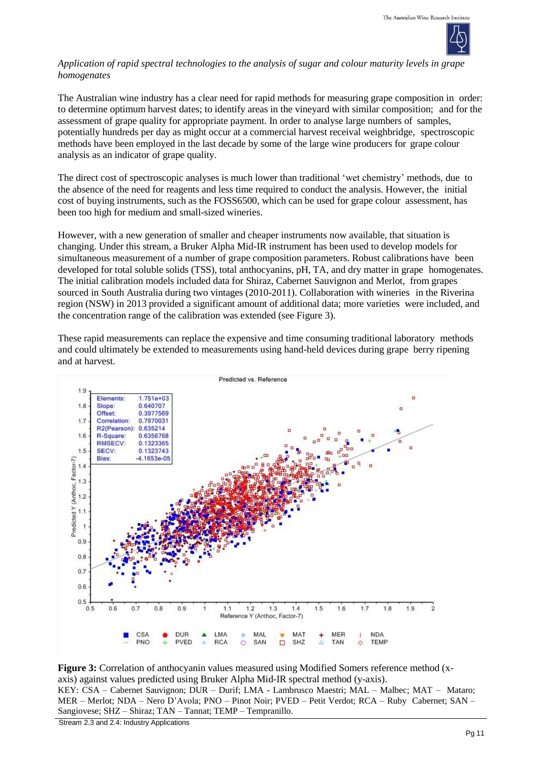*Application of rapid spectral technologies to the analysis of sugar and colour maturity levels in grape homogenates*

The Australian wine industry has a clear need for rapid methods for measuring grape composition in order: to determine optimum harvest dates; to identify areas in the vineyard with similar composition; and for the assessment of grape quality for appropriate payment. In order to analyse large numbers of samples, potentially hundreds per day as might occur at a commercial harvest receival weighbridge, spectroscopic methods have been employed in the last decade by some of the large wine producers for grape colour analysis as an indicator of grape quality.

The direct cost of spectroscopic analyses is much lower than traditional 'wet chemistry' methods, due to the absence of the need for reagents and less time required to conduct the analysis. However, the initial cost of buying instruments, such as the FOSS6500, which can be used for grape colour assessment, has been too high for medium and small-sized wineries.

However, with a new generation of smaller and cheaper instruments now available, that situation is changing. Under this stream, a Bruker Alpha Mid-IR instrument has been used to develop models for simultaneous measurement of a number of grape composition parameters. Robust calibrations have been developed for total soluble solids (TSS), total anthocyanins, pH, TA, and dry matter in grape homogenates. The initial calibration models included data for Shiraz, Cabernet Sauvignon and Merlot, from grapes sourced in South Australia during two vintages (2010-2011). Collaboration with wineries in the Riverina region (NSW) in 2013 provided a significant amount of additional data; more varieties were included, and the concentration range of the calibration was extended (see Figure 3).

These rapid measurements can replace the expensive and time consuming traditional laboratory methods and could ultimately be extended to measurements using hand-held devices during grape berry ripening and at harvest.

Predicted vs. Reference

| | |
|---|---|
| Elements: | 1.751e+03 |
| Slope: | 0.640707 |
| Offset: | 0.3977569 |
| Correlation: | 0.7970031 |
| R2(Pearson): | 0.635214 |
| R-Square: | 0.6356768 |
| RMSECV: | 0.1323365 |
| SECV: | 0.1323743 |
| Bias: | -4.1653e-05 |

Predicted Y (Anthoc, Factor-7)

Reference Y (Anthoc, Factor-7)

CSA, DUR, LMA, MAL, MAT, MER, NDA, PNO, PVED, RCA, SAN, SHZ, TAN, TEMP

**Figure 3:** Correlation of anthocyanin values measured using Modified Somers reference method (x-axis) against values predicted using Bruker Alpha Mid-IR spectral method (y-axis).

KEY: CSA – Cabernet Sauvignon; DUR – Durif; LMA - Lambrusco Maestri; MAL – Malbec; MAT – Mataro; MER – Merlot; NDA – Nero D'Avola; PNO – Pinot Noir; PVED – Petit Verdot; RCA – Ruby Cabernet; SAN – Sangiovese; SHZ – Shiraz; TAN – Tannat; TEMP – Tempranillo.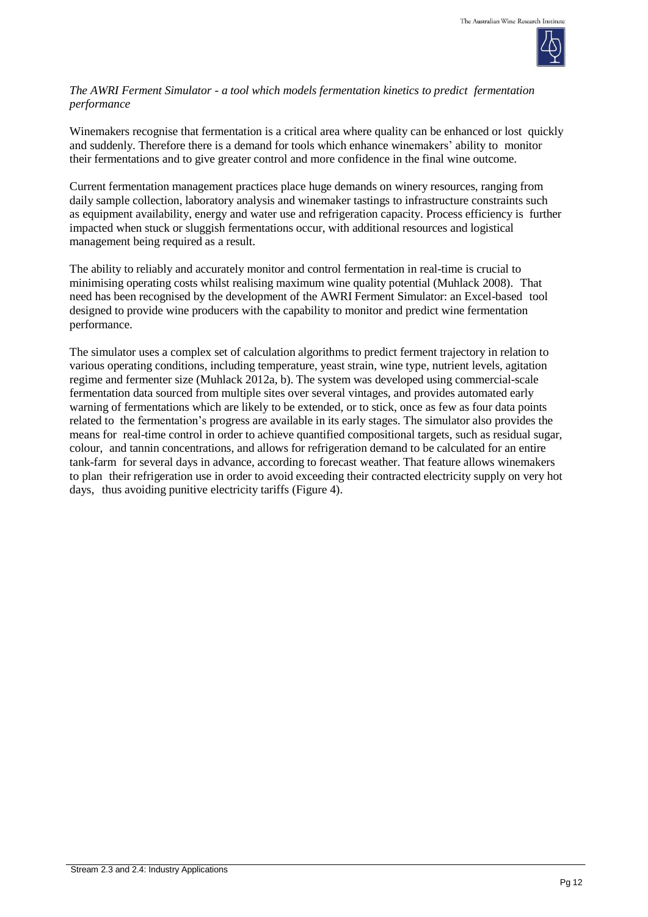*The AWRI Ferment Simulator - a tool which models fermentation kinetics to predict fermentation performance*

Winemakers recognise that fermentation is a critical area where quality can be enhanced or lost quickly and suddenly. Therefore there is a demand for tools which enhance winemakers' ability to monitor their fermentations and to give greater control and more confidence in the final wine outcome.

Current fermentation management practices place huge demands on winery resources, ranging from daily sample collection, laboratory analysis and winemaker tastings to infrastructure constraints such as equipment availability, energy and water use and refrigeration capacity. Process efficiency is further impacted when stuck or sluggish fermentations occur, with additional resources and logistical management being required as a result.

The ability to reliably and accurately monitor and control fermentation in real-time is crucial to minimising operating costs whilst realising maximum wine quality potential (Muhlack 2008). That need has been recognised by the development of the AWRI Ferment Simulator: an Excel-based tool designed to provide wine producers with the capability to monitor and predict wine fermentation performance.

The simulator uses a complex set of calculation algorithms to predict ferment trajectory in relation to various operating conditions, including temperature, yeast strain, wine type, nutrient levels, agitation regime and fermenter size (Muhlack 2012a, b). The system was developed using commercial-scale fermentation data sourced from multiple sites over several vintages, and provides automated early warning of fermentations which are likely to be extended, or to stick, once as few as four data points related to the fermentation's progress are available in its early stages. The simulator also provides the means for real-time control in order to achieve quantified compositional targets, such as residual sugar, colour, and tannin concentrations, and allows for refrigeration demand to be calculated for an entire tank-farm for several days in advance, according to forecast weather. That feature allows winemakers to plan their refrigeration use in order to avoid exceeding their contracted electricity supply on very hot days, thus avoiding punitive electricity tariffs (Figure 4).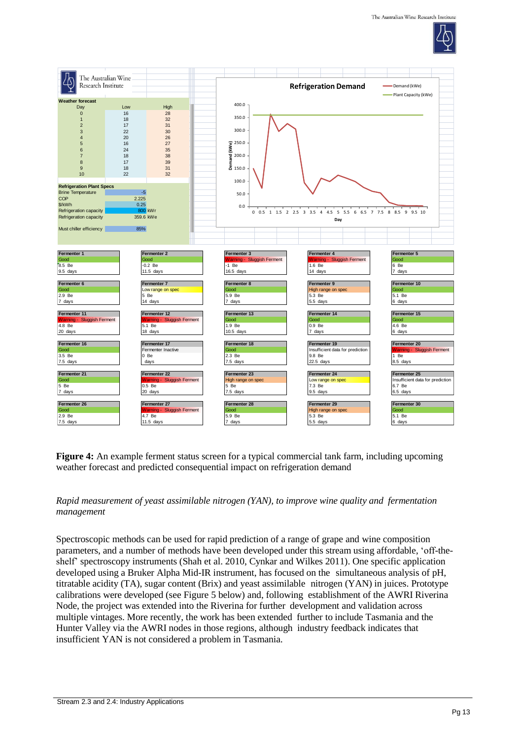| Weather forecast | | |
|---|---|---|
| Day | Low | High |
| 0 | 16 | 28 |
| 1 | 18 | 32 |
| 2 | 17 | 31 |
| 3 | 22 | 30 |
| 4 | 20 | 26 |
| 5 | 16 | 27 |
| 6 | 24 | 35 |
| 7 | 18 | 38 |
| 8 | 17 | 39 |
| 9 | 18 | 31 |
| 10 | 22 | 32 |

| Refrigeration Plant Specs | |
|---|---|
| Brine Temperature | -5 |
| COP | 2.225 |
| $/kWh | 0.25 |
| Refrigeration capacity | 800 kWr |
| Refrigeration capacity | 359.6 kWe |
| Must chiller efficiency | 85% |

Refrigeration Demand

| Fermenter 1 | Fermenter 2 | Fermenter 3 | Fermenter 4 | Fermenter 5 |
|---|---|---|---|---|
| Good | Good | Warning - Sluggish Ferment | Warning - Sluggish Ferment | Good |
| 8.5 Be | -0.2 Be | -1 Be | 1.6 Be | 6 Be |
| 9.5 days | 11.5 days | 16.5 days | 14 days | 7 days |

| Fermenter 6 | Fermenter 7 | Fermenter 8 | Fermenter 9 | Fermenter 10 |
|---|---|---|---|---|
| Good | Low range on spec | Good | High range on spec | Good |
| 2.9 Be | 5 Be | 5.9 Be | 5.3 Be | 5.1 Be |
| 7 days | 14 days | 7 days | 5.5 days | 6 days |

| Fermenter 11 | Fermenter 12 | Fermenter 13 | Fermenter 14 | Fermenter 15 |
|---|---|---|---|---|
| Warning - Sluggish Ferment | Warning - Sluggish Ferment | Good | Good | Good |
| 4.8 Be | 5.1 Be | 1.9 Be | 0.9 Be | 4.6 Be |
| 20 days | 18 days | 10.5 days | 7 days | 6 days |

| Fermenter 16 | Fermenter 17 | Fermenter 18 | Fermenter 19 | Fermenter 20 |
|---|---|---|---|---|
| Good | Fermenter Inactive | Good | Insufficient data for prediction | Warning - Sluggish Ferment |
| 3.5 Be | 0 Be | 2.3 Be | 9.8 Be | 1 Be |
| 7.5 days | days | 7.5 days | 22.5 days | 8.5 days |

| Fermenter 21 | Fermenter 22 | Fermenter 23 | Fermenter 24 | Fermenter 25 |
|---|---|---|---|---|
| Good | Warning - Sluggish Ferment | High range on spec | Low range on spec | Insufficient data for prediction |
| 5 Be | 0.5 Be | 5 Be | 7.3 Be | 6.7 Be |
| 7 days | 20 days | 7.5 days | 9.5 days | 6.5 days |

| Fermenter 26 | Fermenter 27 | Fermenter 28 | Fermenter 29 | Fermenter 30 |
|---|---|---|---|---|
| Good | Warning - Sluggish Ferment | Good | High range on spec | Good |
| 2.9 Be | 4.7 Be | 5.9 Be | 5.3 Be | 5.1 Be |
| 7.5 days | 11.5 days | 7 days | 5.5 days | 6 days |

**Figure 4:** An example ferment status screen for a typical commercial tank farm, including upcoming weather forecast and predicted consequential impact on refrigeration demand

*Rapid measurement of yeast assimilable nitrogen (YAN), to improve wine quality and fermentation management*

Spectroscopic methods can be used for rapid prediction of a range of grape and wine composition parameters, and a number of methods have been developed under this stream using affordable, 'off-the-shelf' spectroscopy instruments (Shah et al. 2010, Cynkar and Wilkes 2011). One specific application developed using a Bruker Alpha Mid-IR instrument, has focused on the simultaneous analysis of pH, titratable acidity (TA), sugar content (Brix) and yeast assimilable nitrogen (YAN) in juices. Prototype calibrations were developed (see Figure 5 below) and, following establishment of the AWRI Riverina Node, the project was extended into the Riverina for further development and validation across multiple vintages. More recently, the work has been extended further to include Tasmania and the Hunter Valley via the AWRI nodes in those regions, although industry feedback indicates that insufficient YAN is not considered a problem in Tasmania.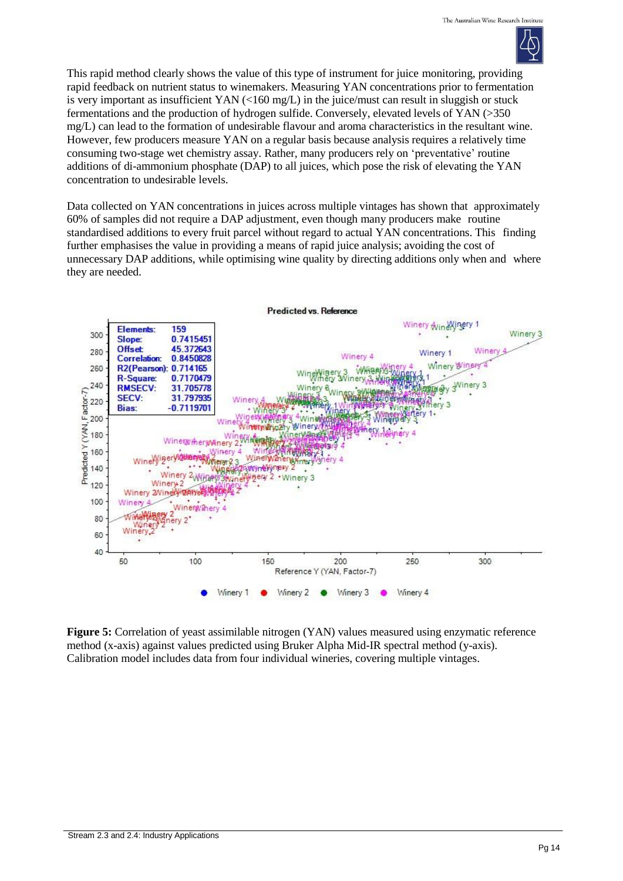This rapid method clearly shows the value of this type of instrument for juice monitoring, providing rapid feedback on nutrient status to winemakers. Measuring YAN concentrations prior to fermentation is very important as insufficient YAN (<160 mg/L) in the juice/must can result in sluggish or stuck fermentations and the production of hydrogen sulfide. Conversely, elevated levels of YAN (>350 mg/L) can lead to the formation of undesirable flavour and aroma characteristics in the resultant wine. However, few producers measure YAN on a regular basis because analysis requires a relatively time consuming two-stage wet chemistry assay. Rather, many producers rely on 'preventative' routine additions of di-ammonium phosphate (DAP) to all juices, which pose the risk of elevating the YAN concentration to undesirable levels.

Data collected on YAN concentrations in juices across multiple vintages has shown that approximately 60% of samples did not require a DAP adjustment, even though many producers make routine standardised additions to every fruit parcel without regard to actual YAN concentrations. This finding further emphasises the value in providing a means of rapid juice analysis; avoiding the cost of unnecessary DAP additions, while optimising wine quality by directing additions only when and where they are needed.

**Figure 5:** Correlation of yeast assimilable nitrogen (YAN) values measured using enzymatic reference method (x-axis) against values predicted using Bruker Alpha Mid-IR spectral method (y-axis). Calibration model includes data from four individual wineries, covering multiple vintages.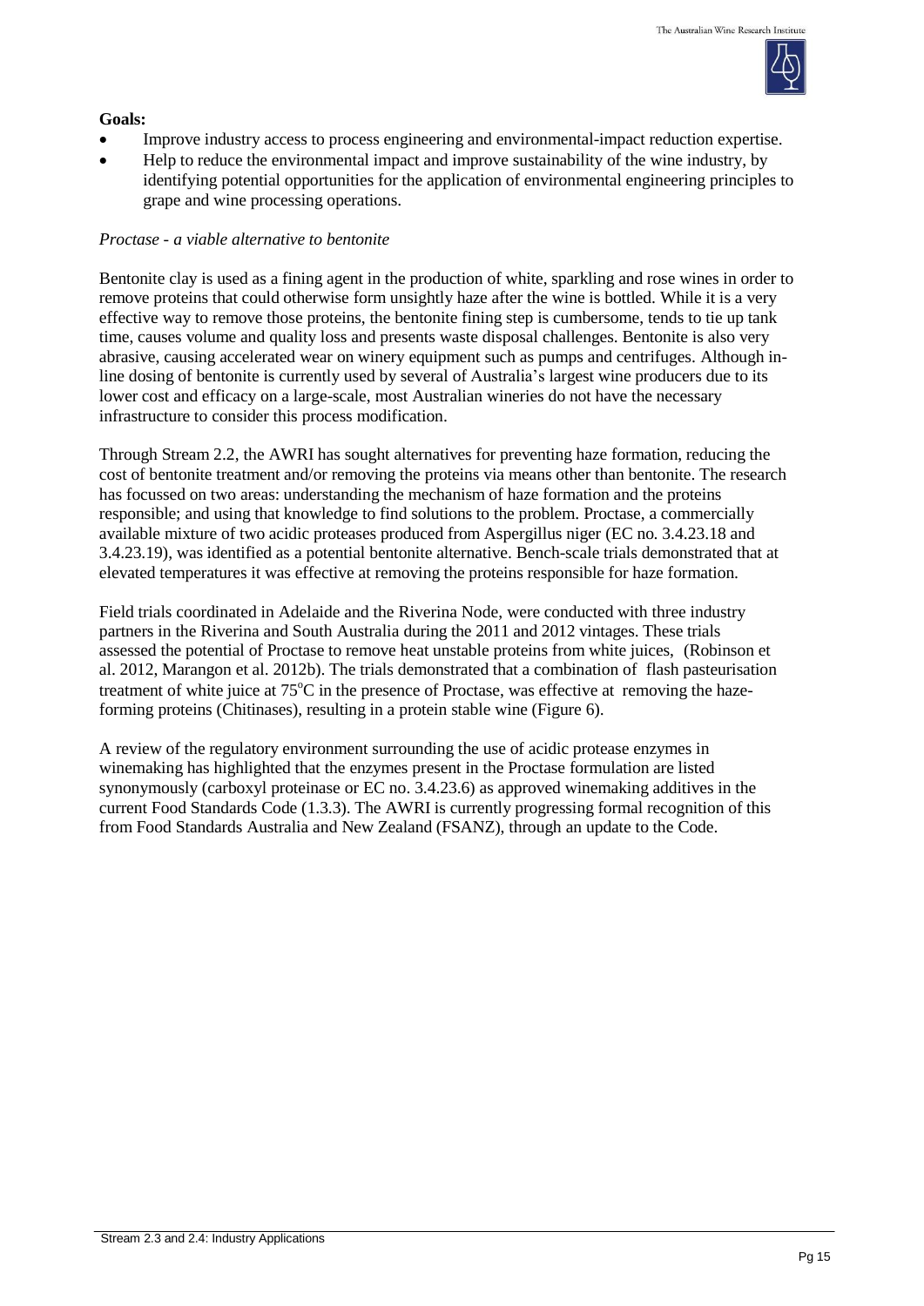**Goals:**

- Improve industry access to process engineering and environmental-impact reduction expertise.
- Help to reduce the environmental impact and improve sustainability of the wine industry, by identifying potential opportunities for the application of environmental engineering principles to grape and wine processing operations.

*Proctase - a viable alternative to bentonite*

Bentonite clay is used as a fining agent in the production of white, sparkling and rose wines in order to remove proteins that could otherwise form unsightly haze after the wine is bottled. While it is a very effective way to remove those proteins, the bentonite fining step is cumbersome, tends to tie up tank time, causes volume and quality loss and presents waste disposal challenges. Bentonite is also very abrasive, causing accelerated wear on winery equipment such as pumps and centrifuges. Although in-line dosing of bentonite is currently used by several of Australia's largest wine producers due to its lower cost and efficacy on a large-scale, most Australian wineries do not have the necessary infrastructure to consider this process modification.

Through Stream 2.2, the AWRI has sought alternatives for preventing haze formation, reducing the cost of bentonite treatment and/or removing the proteins via means other than bentonite. The research has focussed on two areas: understanding the mechanism of haze formation and the proteins responsible; and using that knowledge to find solutions to the problem. Proctase, a commercially available mixture of two acidic proteases produced from Aspergillus niger (EC no. 3.4.23.18 and 3.4.23.19), was identified as a potential bentonite alternative. Bench-scale trials demonstrated that at elevated temperatures it was effective at removing the proteins responsible for haze formation.

Field trials coordinated in Adelaide and the Riverina Node, were conducted with three industry partners in the Riverina and South Australia during the 2011 and 2012 vintages. These trials assessed the potential of Proctase to remove heat unstable proteins from white juices, (Robinson et al. 2012, Marangon et al. 2012b). The trials demonstrated that a combination of flash pasteurisation treatment of white juice at 75°C in the presence of Proctase, was effective at removing the haze-forming proteins (Chitinases), resulting in a protein stable wine (Figure 6).

A review of the regulatory environment surrounding the use of acidic protease enzymes in winemaking has highlighted that the enzymes present in the Proctase formulation are listed synonymously (carboxyl proteinase or EC no. 3.4.23.6) as approved winemaking additives in the current Food Standards Code (1.3.3). The AWRI is currently progressing formal recognition of this from Food Standards Australia and New Zealand (FSANZ), through an update to the Code.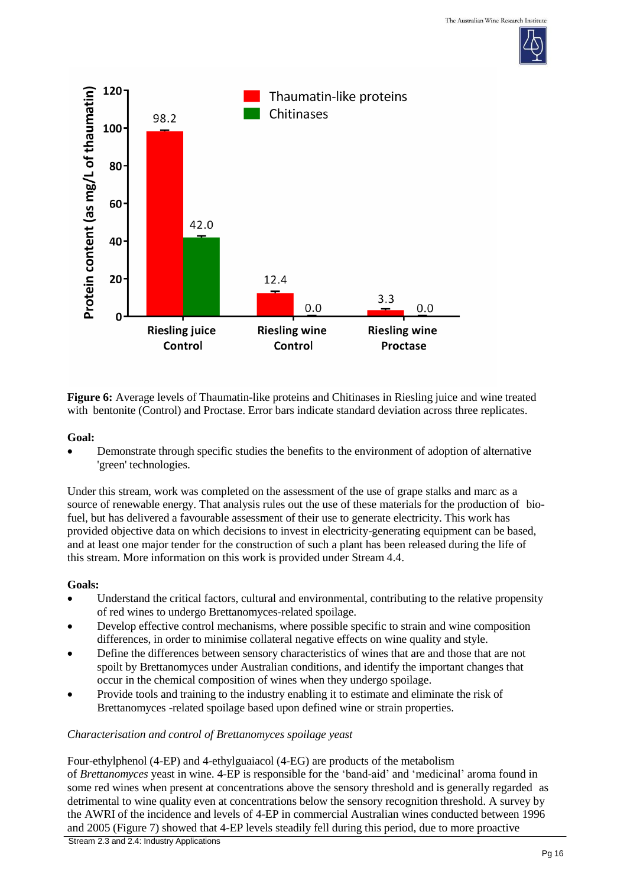**Figure 6:** Average levels of Thaumatin-like proteins and Chitinases in Riesling juice and wine treated with bentonite (Control) and Proctase. Error bars indicate standard deviation across three replicates.

**Goal:**

- Demonstrate through specific studies the benefits to the environment of adoption of alternative 'green' technologies.

Under this stream, work was completed on the assessment of the use of grape stalks and marc as a source of renewable energy. That analysis rules out the use of these materials for the production of bio-fuel, but has delivered a favourable assessment of their use to generate electricity. This work has provided objective data on which decisions to invest in electricity-generating equipment can be based, and at least one major tender for the construction of such a plant has been released during the life of this stream. More information on this work is provided under Stream 4.4.

**Goals:**

- Understand the critical factors, cultural and environmental, contributing to the relative propensity of red wines to undergo Brettanomyces-related spoilage.
- Develop effective control mechanisms, where possible specific to strain and wine composition differences, in order to minimise collateral negative effects on wine quality and style.
- Define the differences between sensory characteristics of wines that are and those that are not spoilt by Brettanomyces under Australian conditions, and identify the important changes that occur in the chemical composition of wines when they undergo spoilage.
- Provide tools and training to the industry enabling it to estimate and eliminate the risk of Brettanomyces -related spoilage based upon defined wine or strain properties.

*Characterisation and control of Brettanomyces spoilage yeast*

Four-ethylphenol (4-EP) and 4-ethylguaiacol (4-EG) are products of the metabolism of *Brettanomyces* yeast in wine. 4-EP is responsible for the 'band-aid' and 'medicinal' aroma found in some red wines when present at concentrations above the sensory threshold and is generally regarded as detrimental to wine quality even at concentrations below the sensory recognition threshold. A survey by the AWRI of the incidence and levels of 4-EP in commercial Australian wines conducted between 1996 and 2005 (Figure 7) showed that 4-EP levels steadily fell during this period, due to more proactive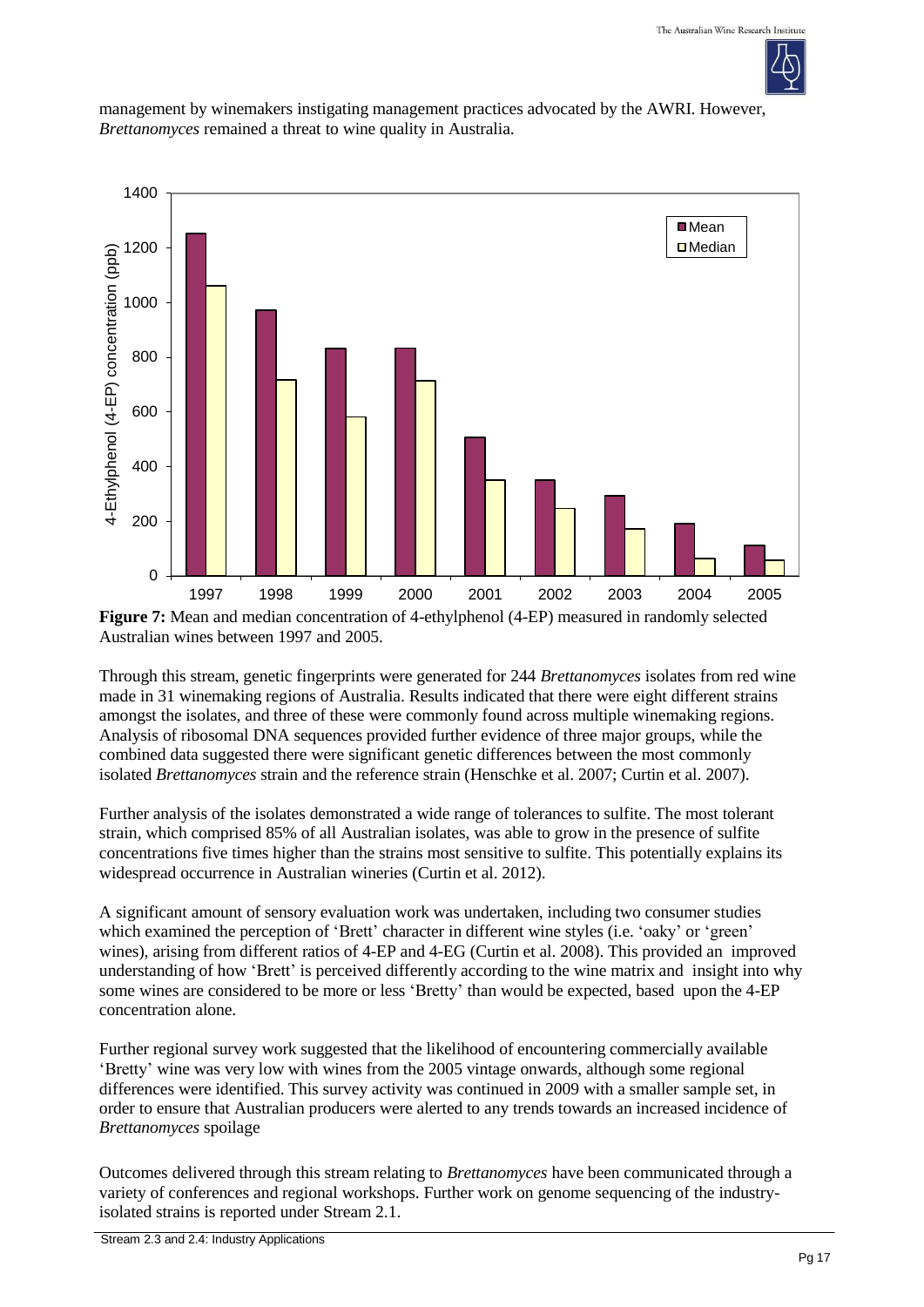management by winemakers instigating management practices advocated by the AWRI. However, *Brettanomyces* remained a threat to wine quality in Australia.

**Figure 7:** Mean and median concentration of 4-ethylphenol (4-EP) measured in randomly selected Australian wines between 1997 and 2005.

Through this stream, genetic fingerprints were generated for 244 *Brettanomyces* isolates from red wine made in 31 winemaking regions of Australia. Results indicated that there were eight different strains amongst the isolates, and three of these were commonly found across multiple winemaking regions. Analysis of ribosomal DNA sequences provided further evidence of three major groups, while the combined data suggested there were significant genetic differences between the most commonly isolated *Brettanomyces* strain and the reference strain (Henschke et al. 2007; Curtin et al. 2007).

Further analysis of the isolates demonstrated a wide range of tolerances to sulfite. The most tolerant strain, which comprised 85% of all Australian isolates, was able to grow in the presence of sulfite concentrations five times higher than the strains most sensitive to sulfite. This potentially explains its widespread occurrence in Australian wineries (Curtin et al. 2012).

A significant amount of sensory evaluation work was undertaken, including two consumer studies which examined the perception of 'Brett' character in different wine styles (i.e. 'oaky' or 'green' wines), arising from different ratios of 4-EP and 4-EG (Curtin et al. 2008). This provided an improved understanding of how 'Brett' is perceived differently according to the wine matrix and insight into why some wines are considered to be more or less 'Bretty' than would be expected, based upon the 4-EP concentration alone.

Further regional survey work suggested that the likelihood of encountering commercially available 'Bretty' wine was very low with wines from the 2005 vintage onwards, although some regional differences were identified. This survey activity was continued in 2009 with a smaller sample set, in order to ensure that Australian producers were alerted to any trends towards an increased incidence of *Brettanomyces* spoilage

Outcomes delivered through this stream relating to *Brettanomyces* have been communicated through a variety of conferences and regional workshops. Further work on genome sequencing of the industry-isolated strains is reported under Stream 2.1.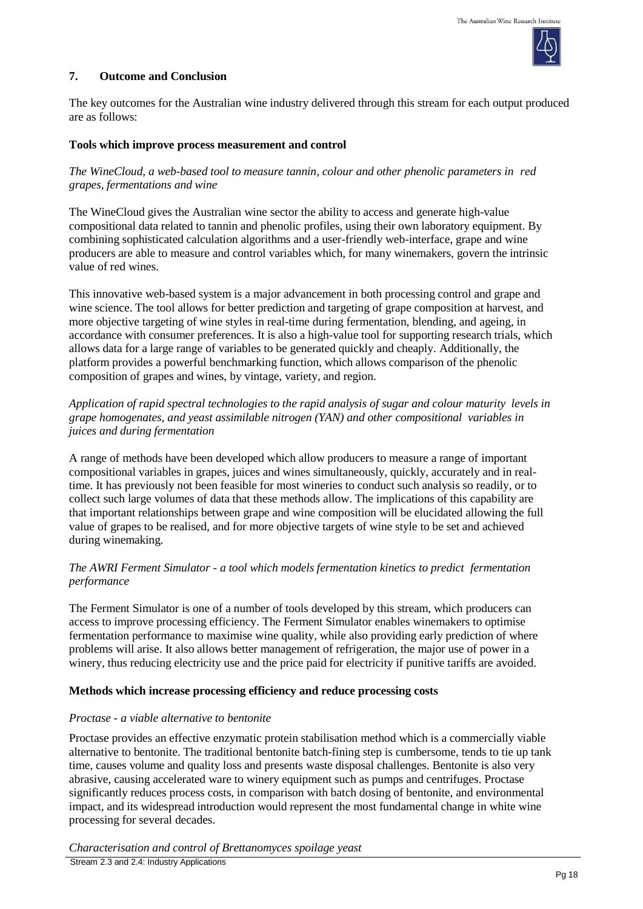## 7. Outcome and Conclusion

The key outcomes for the Australian wine industry delivered through this stream for each output produced are as follows:

### Tools which improve process measurement and control

*The WineCloud, a web-based tool to measure tannin, colour and other phenolic parameters in red grapes, fermentations and wine*

The WineCloud gives the Australian wine sector the ability to access and generate high-value compositional data related to tannin and phenolic profiles, using their own laboratory equipment. By combining sophisticated calculation algorithms and a user-friendly web-interface, grape and wine producers are able to measure and control variables which, for many winemakers, govern the intrinsic value of red wines.

This innovative web-based system is a major advancement in both processing control and grape and wine science. The tool allows for better prediction and targeting of grape composition at harvest, and more objective targeting of wine styles in real-time during fermentation, blending, and ageing, in accordance with consumer preferences. It is also a high-value tool for supporting research trials, which allows data for a large range of variables to be generated quickly and cheaply. Additionally, the platform provides a powerful benchmarking function, which allows comparison of the phenolic composition of grapes and wines, by vintage, variety, and region.

*Application of rapid spectral technologies to the rapid analysis of sugar and colour maturity levels in grape homogenates, and yeast assimilable nitrogen (YAN) and other compositional variables in juices and during fermentation*

A range of methods have been developed which allow producers to measure a range of important compositional variables in grapes, juices and wines simultaneously, quickly, accurately and in real-time. It has previously not been feasible for most wineries to conduct such analysis so readily, or to collect such large volumes of data that these methods allow. The implications of this capability are that important relationships between grape and wine composition will be elucidated allowing the full value of grapes to be realised, and for more objective targets of wine style to be set and achieved during winemaking.

*The AWRI Ferment Simulator - a tool which models fermentation kinetics to predict fermentation performance*

The Ferment Simulator is one of a number of tools developed by this stream, which producers can access to improve processing efficiency. The Ferment Simulator enables winemakers to optimise fermentation performance to maximise wine quality, while also providing early prediction of where problems will arise. It also allows better management of refrigeration, the major use of power in a winery, thus reducing electricity use and the price paid for electricity if punitive tariffs are avoided.

### Methods which increase processing efficiency and reduce processing costs

*Proctase - a viable alternative to bentonite*

Proctase provides an effective enzymatic protein stabilisation method which is a commercially viable alternative to bentonite. The traditional bentonite batch-fining step is cumbersome, tends to tie up tank time, causes volume and quality loss and presents waste disposal challenges. Bentonite is also very abrasive, causing accelerated ware to winery equipment such as pumps and centrifuges. Proctase significantly reduces process costs, in comparison with batch dosing of bentonite, and environmental impact, and its widespread introduction would represent the most fundamental change in white wine processing for several decades.

*Characterisation and control of Brettanomyces spoilage yeast*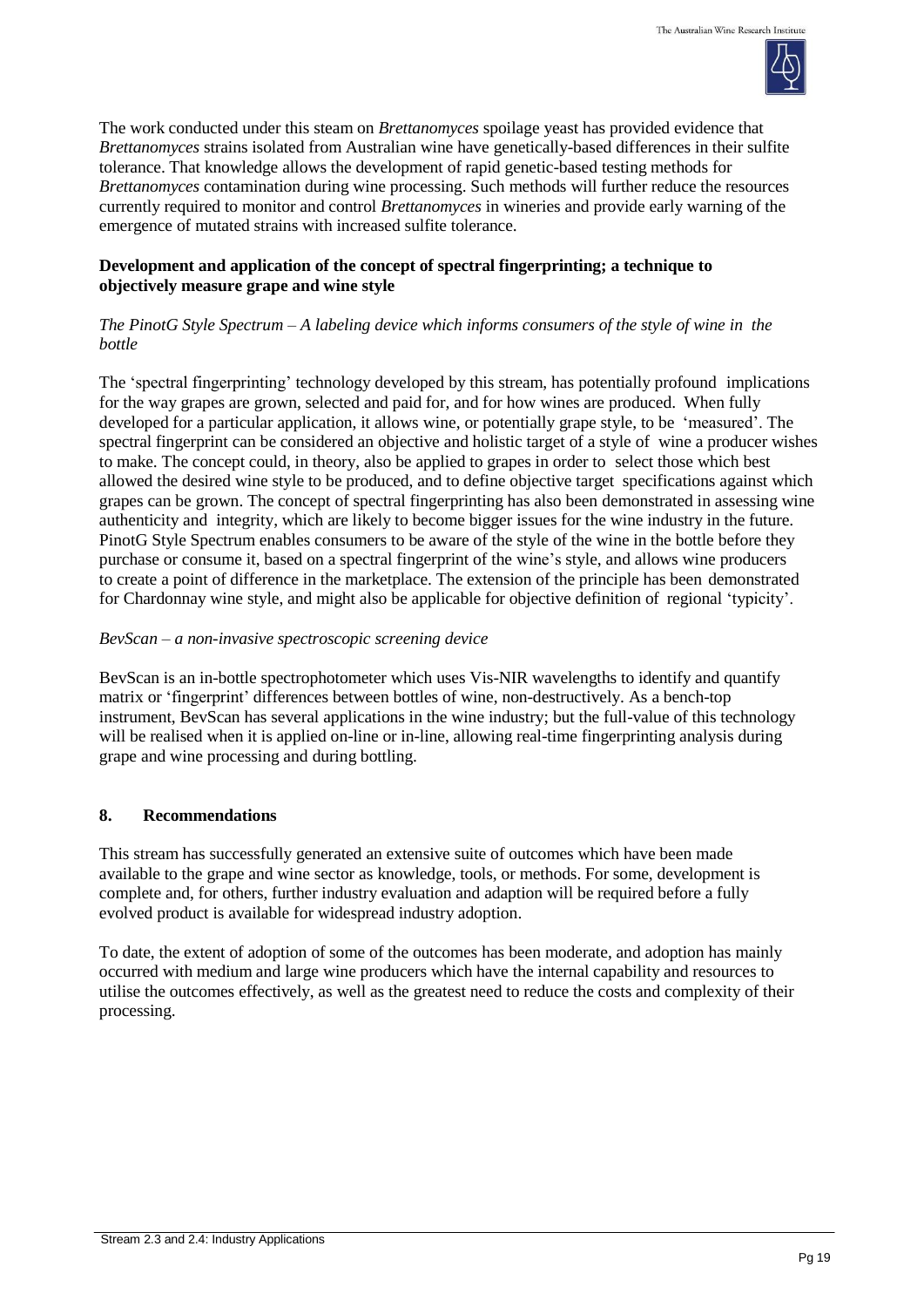The work conducted under this steam on *Brettanomyces* spoilage yeast has provided evidence that *Brettanomyces* strains isolated from Australian wine have genetically-based differences in their sulfite tolerance. That knowledge allows the development of rapid genetic-based testing methods for *Brettanomyces* contamination during wine processing. Such methods will further reduce the resources currently required to monitor and control *Brettanomyces* in wineries and provide early warning of the emergence of mutated strains with increased sulfite tolerance.

**Development and application of the concept of spectral fingerprinting; a technique to objectively measure grape and wine style**

*The PinotG Style Spectrum – A labeling device which informs consumers of the style of wine in the bottle*

The 'spectral fingerprinting' technology developed by this stream, has potentially profound implications for the way grapes are grown, selected and paid for, and for how wines are produced. When fully developed for a particular application, it allows wine, or potentially grape style, to be 'measured'. The spectral fingerprint can be considered an objective and holistic target of a style of wine a producer wishes to make. The concept could, in theory, also be applied to grapes in order to select those which best allowed the desired wine style to be produced, and to define objective target specifications against which grapes can be grown. The concept of spectral fingerprinting has also been demonstrated in assessing wine authenticity and integrity, which are likely to become bigger issues for the wine industry in the future. PinotG Style Spectrum enables consumers to be aware of the style of the wine in the bottle before they purchase or consume it, based on a spectral fingerprint of the wine's style, and allows wine producers to create a point of difference in the marketplace. The extension of the principle has been demonstrated for Chardonnay wine style, and might also be applicable for objective definition of regional 'typicity'.

*BevScan – a non-invasive spectroscopic screening device*

BevScan is an in-bottle spectrophotometer which uses Vis-NIR wavelengths to identify and quantify matrix or 'fingerprint' differences between bottles of wine, non-destructively. As a bench-top instrument, BevScan has several applications in the wine industry; but the full-value of this technology will be realised when it is applied on-line or in-line, allowing real-time fingerprinting analysis during grape and wine processing and during bottling.

## 8. Recommendations

This stream has successfully generated an extensive suite of outcomes which have been made available to the grape and wine sector as knowledge, tools, or methods. For some, development is complete and, for others, further industry evaluation and adaption will be required before a fully evolved product is available for widespread industry adoption.

To date, the extent of adoption of some of the outcomes has been moderate, and adoption has mainly occurred with medium and large wine producers which have the internal capability and resources to utilise the outcomes effectively, as well as the greatest need to reduce the costs and complexity of their processing.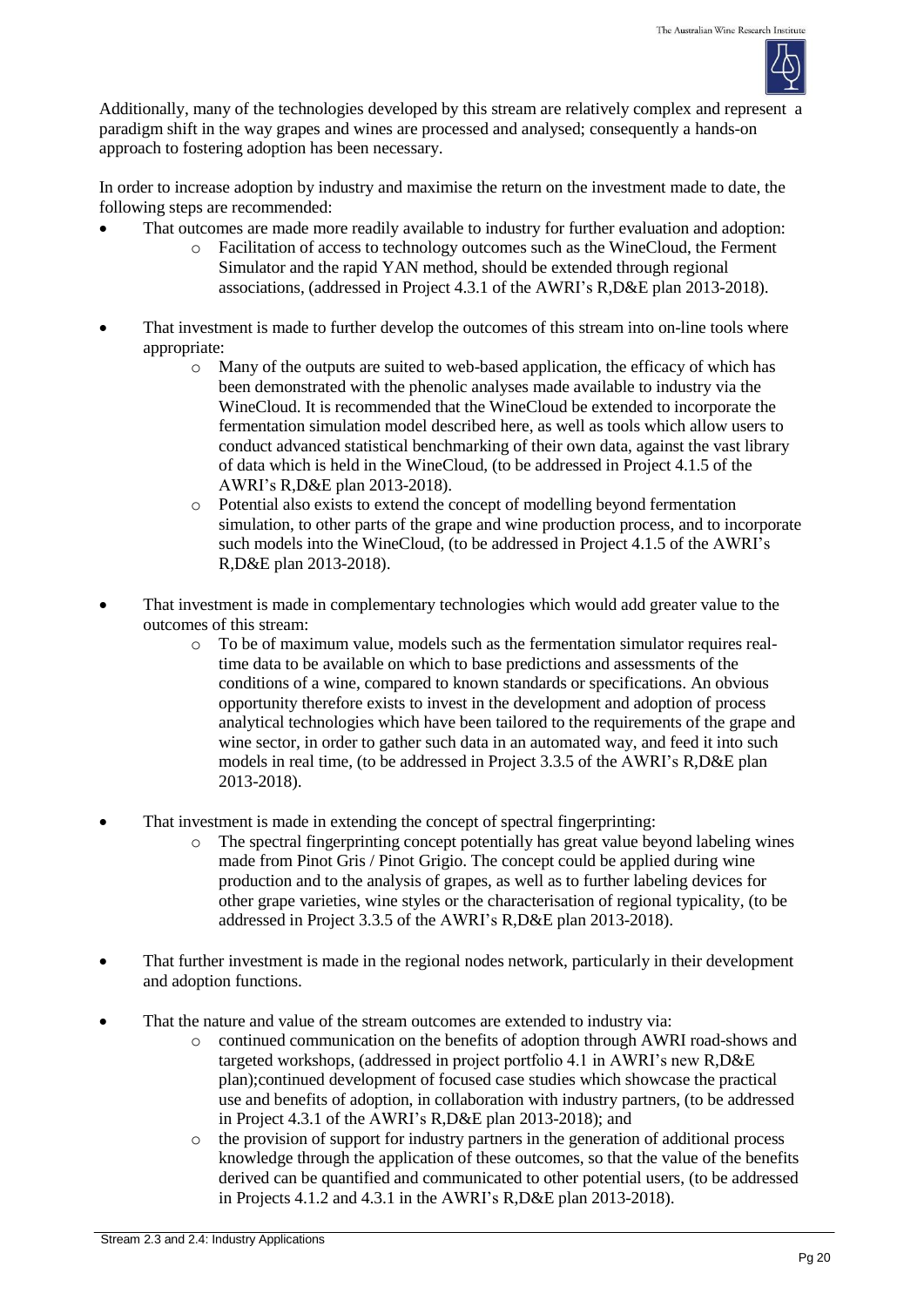Additionally, many of the technologies developed by this stream are relatively complex and represent a paradigm shift in the way grapes and wines are processed and analysed; consequently a hands-on approach to fostering adoption has been necessary.

In order to increase adoption by industry and maximise the return on the investment made to date, the following steps are recommended:

- That outcomes are made more readily available to industry for further evaluation and adoption:
  - Facilitation of access to technology outcomes such as the WineCloud, the Ferment Simulator and the rapid YAN method, should be extended through regional associations, (addressed in Project 4.3.1 of the AWRI's R,D&E plan 2013-2018).

- That investment is made to further develop the outcomes of this stream into on-line tools where appropriate:
  - Many of the outputs are suited to web-based application, the efficacy of which has been demonstrated with the phenolic analyses made available to industry via the WineCloud. It is recommended that the WineCloud be extended to incorporate the fermentation simulation model described here, as well as tools which allow users to conduct advanced statistical benchmarking of their own data, against the vast library of data which is held in the WineCloud, (to be addressed in Project 4.1.5 of the AWRI's R,D&E plan 2013-2018).
  - Potential also exists to extend the concept of modelling beyond fermentation simulation, to other parts of the grape and wine production process, and to incorporate such models into the WineCloud, (to be addressed in Project 4.1.5 of the AWRI's R,D&E plan 2013-2018).

- That investment is made in complementary technologies which would add greater value to the outcomes of this stream:
  - To be of maximum value, models such as the fermentation simulator requires real-time data to be available on which to base predictions and assessments of the conditions of a wine, compared to known standards or specifications. An obvious opportunity therefore exists to invest in the development and adoption of process analytical technologies which have been tailored to the requirements of the grape and wine sector, in order to gather such data in an automated way, and feed it into such models in real time, (to be addressed in Project 3.3.5 of the AWRI's R,D&E plan 2013-2018).

- That investment is made in extending the concept of spectral fingerprinting:
  - The spectral fingerprinting concept potentially has great value beyond labeling wines made from Pinot Gris / Pinot Grigio. The concept could be applied during wine production and to the analysis of grapes, as well as to further labeling devices for other grape varieties, wine styles or the characterisation of regional typicality, (to be addressed in Project 3.3.5 of the AWRI's R,D&E plan 2013-2018).

- That further investment is made in the regional nodes network, particularly in their development and adoption functions.

- That the nature and value of the stream outcomes are extended to industry via:
  - continued communication on the benefits of adoption through AWRI road-shows and targeted workshops, (addressed in project portfolio 4.1 in AWRI's new R,D&E plan);continued development of focused case studies which showcase the practical use and benefits of adoption, in collaboration with industry partners, (to be addressed in Project 4.3.1 of the AWRI's R,D&E plan 2013-2018); and
  - the provision of support for industry partners in the generation of additional process knowledge through the application of these outcomes, so that the value of the benefits derived can be quantified and communicated to other potential users, (to be addressed in Projects 4.1.2 and 4.3.1 in the AWRI's R,D&E plan 2013-2018).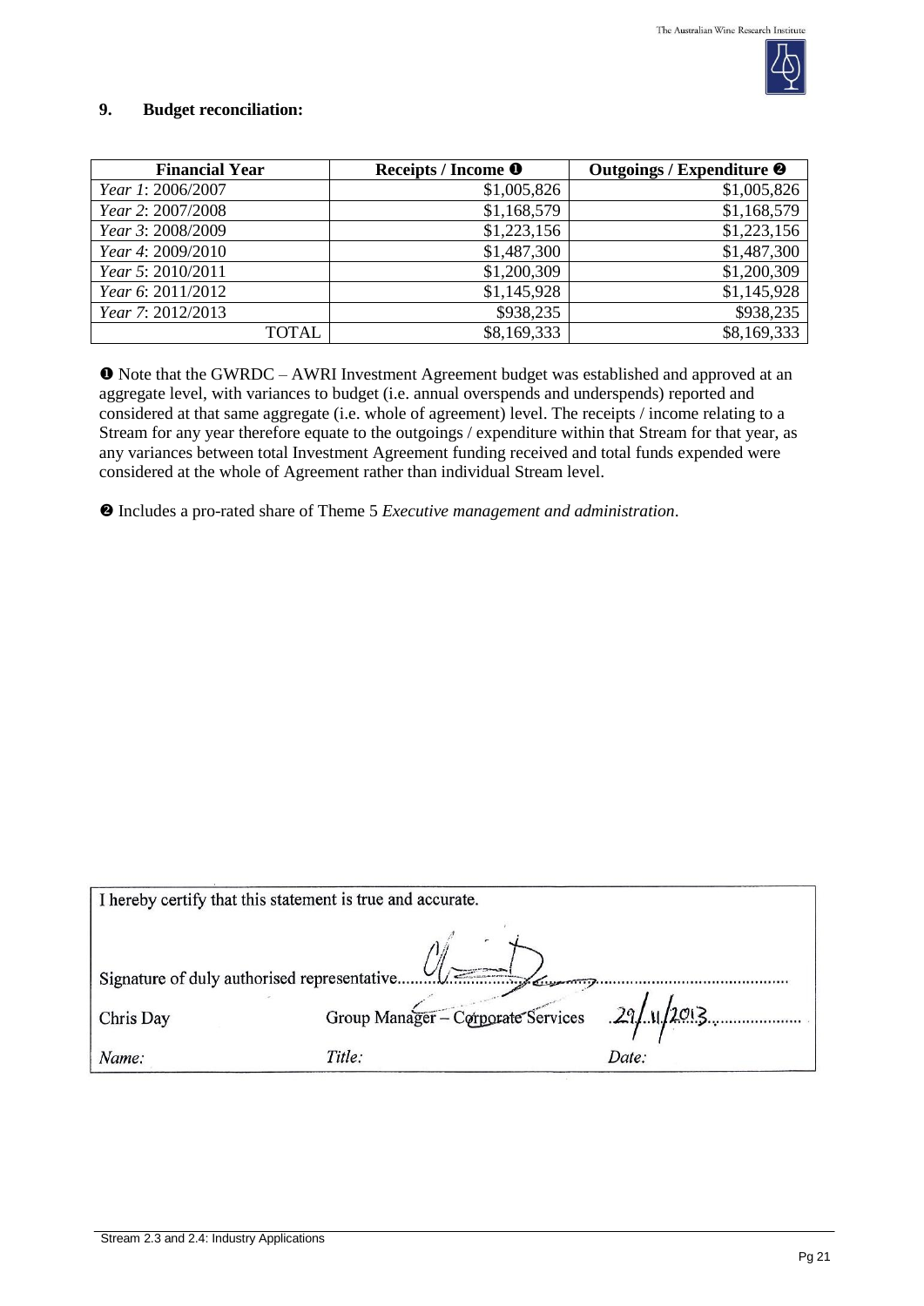## 9. Budget reconciliation:

| Financial Year | Receipts / Income ❶ | Outgoings / Expenditure ❷ |
|---|---|---|
| *Year 1*: 2006/2007 | $1,005,826 | $1,005,826 |
| *Year 2*: 2007/2008 | $1,168,579 | $1,168,579 |
| *Year 3*: 2008/2009 | $1,223,156 | $1,223,156 |
| *Year 4*: 2009/2010 | $1,487,300 | $1,487,300 |
| *Year 5*: 2010/2011 | $1,200,309 | $1,200,309 |
| *Year 6*: 2011/2012 | $1,145,928 | $1,145,928 |
| *Year 7*: 2012/2013 | $938,235 | $938,235 |
| TOTAL | $8,169,333 | $8,169,333 |

❶ Note that the GWRDC – AWRI Investment Agreement budget was established and approved at an aggregate level, with variances to budget (i.e. annual overspends and underspends) reported and considered at that same aggregate (i.e. whole of agreement) level. The receipts / income relating to a Stream for any year therefore equate to the outgoings / expenditure within that Stream for that year, as any variances between total Investment Agreement funding received and total funds expended were considered at the whole of Agreement rather than individual Stream level.

❷ Includes a pro-rated share of Theme 5 *Executive management and administration*.

I hereby certify that this statement is true and accurate.

Signature of duly authorised representative..........................................................

| Chris Day | Group Manager – Corporate Services | 29/11/2013 |
|---|---|---|
| *Name:* | *Title:* | *Date:* |

Stream 2.3 and 2.4: Industry Applications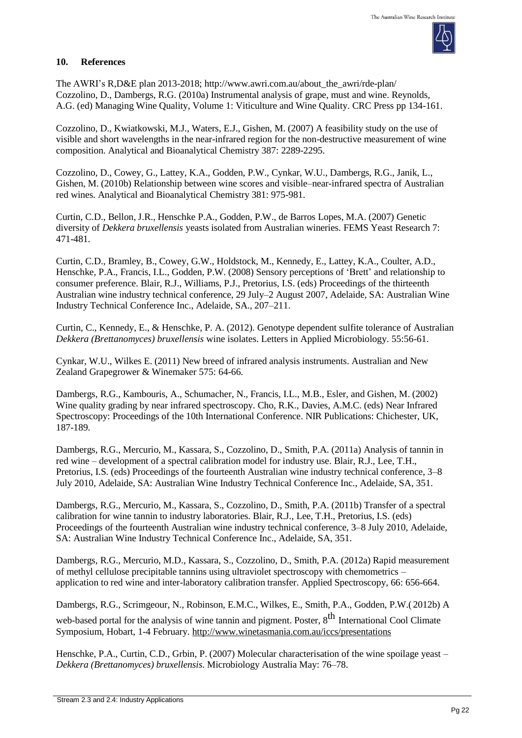## 10. References

The AWRI's R,D&E plan 2013-2018; http://www.awri.com.au/about_the_awri/rde-plan/
Cozzolino, D., Dambergs, R.G. (2010a) Instrumental analysis of grape, must and wine. Reynolds, A.G. (ed) Managing Wine Quality, Volume 1: Viticulture and Wine Quality. CRC Press pp 134-161.

Cozzolino, D., Kwiatkowski, M.J., Waters, E.J., Gishen, M. (2007) A feasibility study on the use of visible and short wavelengths in the near-infrared region for the non-destructive measurement of wine composition. Analytical and Bioanalytical Chemistry 387: 2289-2295.

Cozzolino, D., Cowey, G., Lattey, K.A., Godden, P.W., Cynkar, W.U., Dambergs, R.G., Janik, L., Gishen, M. (2010b) Relationship between wine scores and visible–near-infrared spectra of Australian red wines. Analytical and Bioanalytical Chemistry 381: 975-981.

Curtin, C.D., Bellon, J.R., Henschke P.A., Godden, P.W., de Barros Lopes, M.A. (2007) Genetic diversity of *Dekkera bruxellensis* yeasts isolated from Australian wineries. FEMS Yeast Research 7: 471-481.

Curtin, C.D., Bramley, B., Cowey, G.W., Holdstock, M., Kennedy, E., Lattey, K.A., Coulter, A.D., Henschke, P.A., Francis, I.L., Godden, P.W. (2008) Sensory perceptions of 'Brett' and relationship to consumer preference. Blair, R.J., Williams, P.J., Pretorius, I.S. (eds) Proceedings of the thirteenth Australian wine industry technical conference, 29 July–2 August 2007, Adelaide, SA: Australian Wine Industry Technical Conference Inc., Adelaide, SA., 207–211.

Curtin, C., Kennedy, E., & Henschke, P. A. (2012). Genotype dependent sulfite tolerance of Australian *Dekkera (Brettanomyces) bruxellensis* wine isolates. Letters in Applied Microbiology. 55:56-61.

Cynkar, W.U., Wilkes E. (2011) New breed of infrared analysis instruments. Australian and New Zealand Grapegrower & Winemaker 575: 64-66.

Dambergs, R.G., Kambouris, A., Schumacher, N., Francis, I.L., M.B., Esler, and Gishen, M. (2002) Wine quality grading by near infrared spectroscopy. Cho, R.K., Davies, A.M.C. (eds) Near Infrared Spectroscopy: Proceedings of the 10th International Conference. NIR Publications: Chichester, UK, 187-189.

Dambergs, R.G., Mercurio, M., Kassara, S., Cozzolino, D., Smith, P.A. (2011a) Analysis of tannin in red wine – development of a spectral calibration model for industry use. Blair, R.J., Lee, T.H., Pretorius, I.S. (eds) Proceedings of the fourteenth Australian wine industry technical conference, 3–8 July 2010, Adelaide, SA: Australian Wine Industry Technical Conference Inc., Adelaide, SA, 351.

Dambergs, R.G., Mercurio, M., Kassara, S., Cozzolino, D., Smith, P.A. (2011b) Transfer of a spectral calibration for wine tannin to industry laboratories. Blair, R.J., Lee, T.H., Pretorius, I.S. (eds) Proceedings of the fourteenth Australian wine industry technical conference, 3–8 July 2010, Adelaide, SA: Australian Wine Industry Technical Conference Inc., Adelaide, SA, 351.

Dambergs, R.G., Mercurio, M.D., Kassara, S., Cozzolino, D., Smith, P.A. (2012a) Rapid measurement of methyl cellulose precipitable tannins using ultraviolet spectroscopy with chemometrics – application to red wine and inter-laboratory calibration transfer. Applied Spectroscopy, 66: 656-664.

Dambergs, R.G., Scrimgeour, N., Robinson, E.M.C., Wilkes, E., Smith, P.A., Godden, P.W.( 2012b) A web-based portal for the analysis of wine tannin and pigment. Poster, 8th International Cool Climate Symposium, Hobart, 1-4 February. http://www.winetasmania.com.au/iccs/presentations

Henschke, P.A., Curtin, C.D., Grbin, P. (2007) Molecular characterisation of the wine spoilage yeast – *Dekkera (Brettanomyces) bruxellensis*. Microbiology Australia May: 76–78.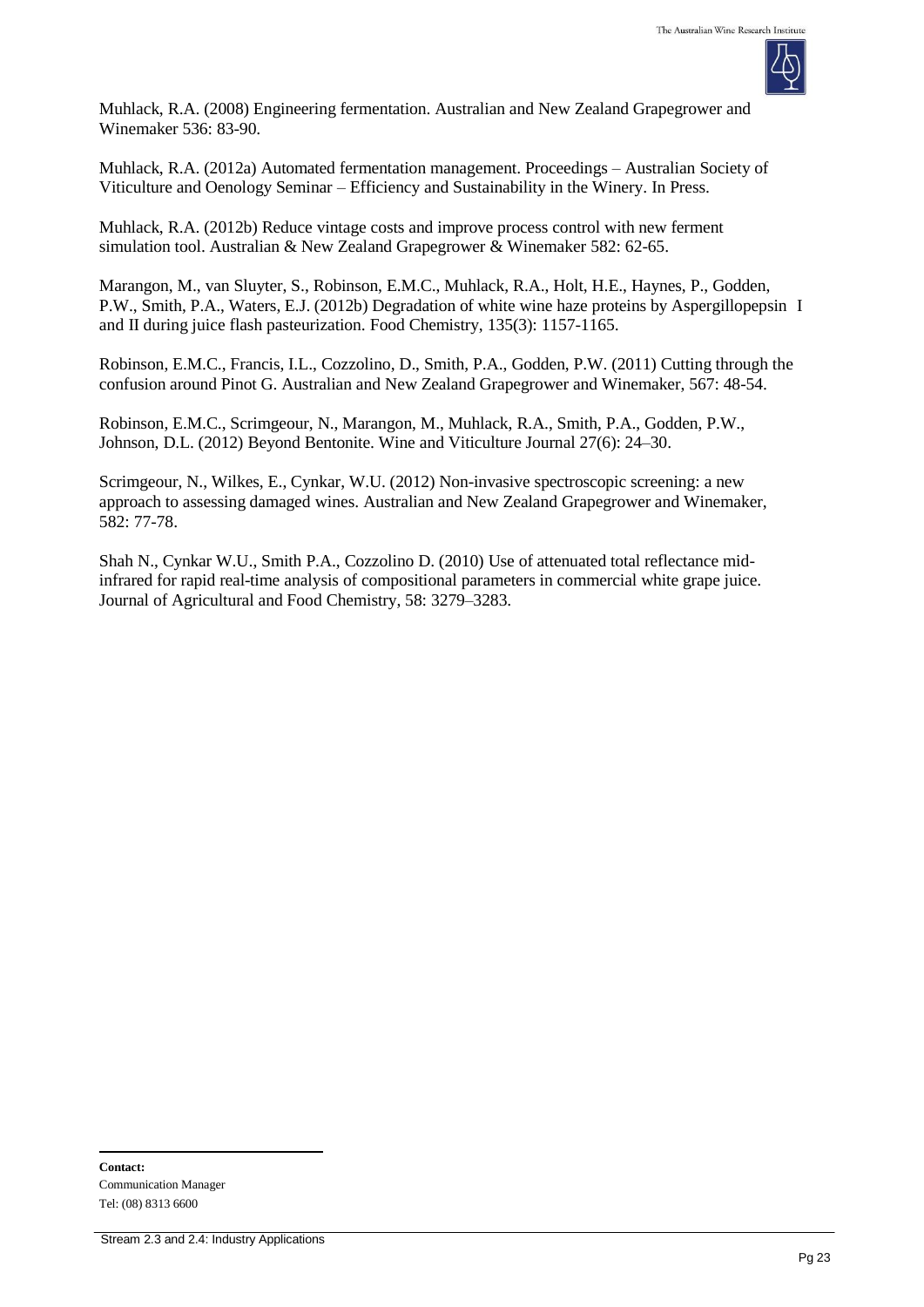Muhlack, R.A. (2008) Engineering fermentation. Australian and New Zealand Grapegrower and Winemaker 536: 83-90.

Muhlack, R.A. (2012a) Automated fermentation management. Proceedings – Australian Society of Viticulture and Oenology Seminar – Efficiency and Sustainability in the Winery. In Press.

Muhlack, R.A. (2012b) Reduce vintage costs and improve process control with new ferment simulation tool. Australian & New Zealand Grapegrower & Winemaker 582: 62-65.

Marangon, M., van Sluyter, S., Robinson, E.M.C., Muhlack, R.A., Holt, H.E., Haynes, P., Godden, P.W., Smith, P.A., Waters, E.J. (2012b) Degradation of white wine haze proteins by Aspergillopepsin I and II during juice flash pasteurization. Food Chemistry, 135(3): 1157-1165.

Robinson, E.M.C., Francis, I.L., Cozzolino, D., Smith, P.A., Godden, P.W. (2011) Cutting through the confusion around Pinot G. Australian and New Zealand Grapegrower and Winemaker, 567: 48-54.

Robinson, E.M.C., Scrimgeour, N., Marangon, M., Muhlack, R.A., Smith, P.A., Godden, P.W., Johnson, D.L. (2012) Beyond Bentonite. Wine and Viticulture Journal 27(6): 24–30.

Scrimgeour, N., Wilkes, E., Cynkar, W.U. (2012) Non-invasive spectroscopic screening: a new approach to assessing damaged wines. Australian and New Zealand Grapegrower and Winemaker, 582: 77-78.

Shah N., Cynkar W.U., Smith P.A., Cozzolino D. (2010) Use of attenuated total reflectance mid-infrared for rapid real-time analysis of compositional parameters in commercial white grape juice. Journal of Agricultural and Food Chemistry, 58: 3279–3283.

**Contact:**
Communication Manager
Tel: (08) 8313 6600